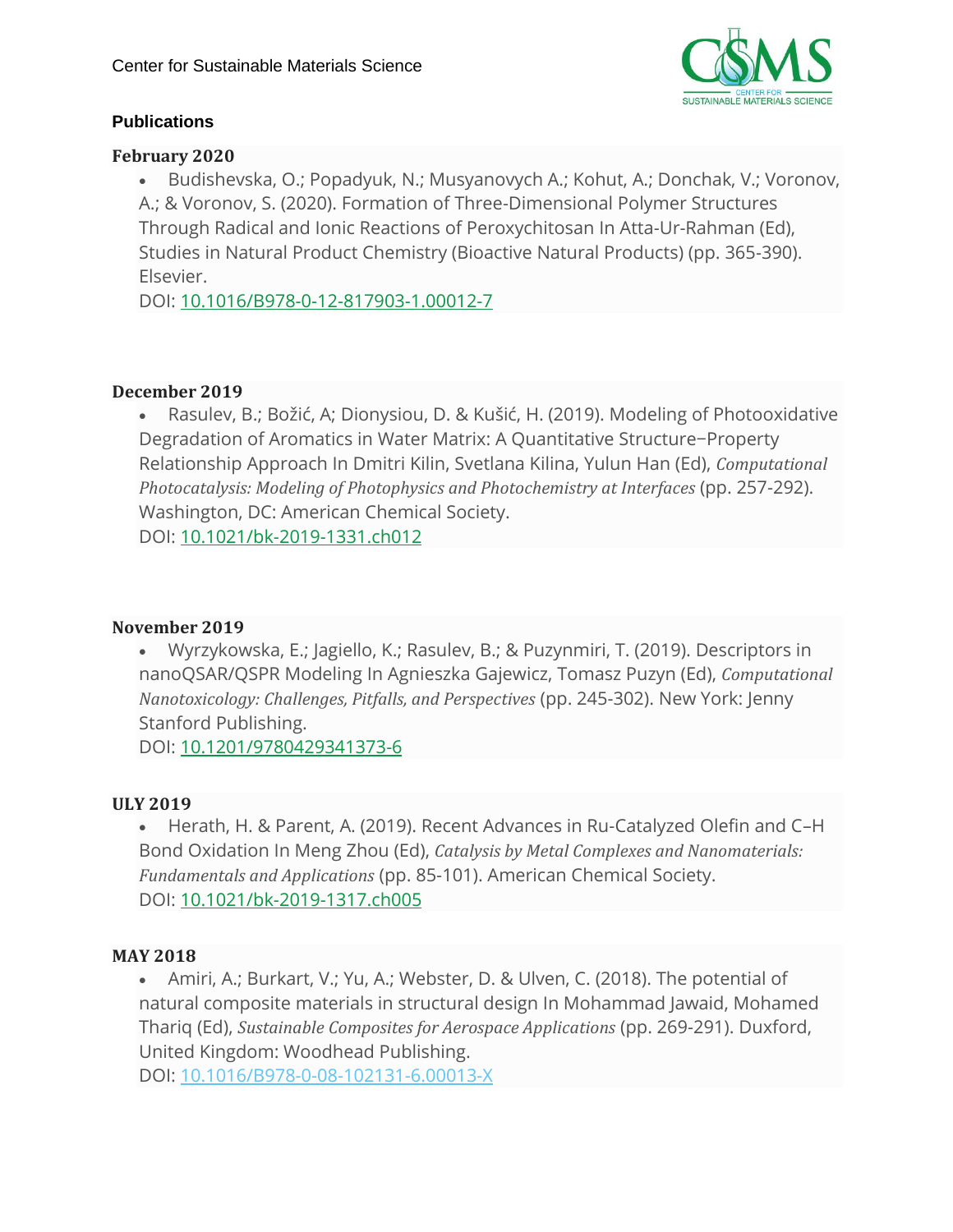Center for Sustainable Materials Science

## Publications

### February 2020

- Budishevska, O.; Popadyuk, N.; Musyanovych A.; Kohut, A.; Donchak, V.; Voronov, A.; & Voronov, S. (2020). Formation of Three-Dimensional Polymer Structures Through Radical and Ionic Reactions of Peroxychitosan In Atta-Ur-Rahman (Ed), Studies in Natural Product Chemistry (Bioactive Natural Products) (pp. 365-390). Elsevier.
DOI: [10.1016/B978-0-12-817903-1.00012-7](10.1016/B978-0-12-817903-1.00012-7)

### December 2019

- Rasulev, B.; Božić, A; Dionysiou, D. & Kušić, H. (2019). Modeling of Photooxidative Degradation of Aromatics in Water Matrix: A Quantitative Structure−Property Relationship Approach In Dmitri Kilin, Svetlana Kilina, Yulun Han (Ed), *Computational Photocatalysis: Modeling of Photophysics and Photochemistry at Interfaces* (pp. 257-292). Washington, DC: American Chemical Society.
DOI: [10.1021/bk-2019-1331.ch012](10.1021/bk-2019-1331.ch012)

### November 2019

- Wyrzykowska, E.; Jagiello, K.; Rasulev, B.; & Puzynmiri, T. (2019). Descriptors in nanoQSAR/QSPR Modeling In Agnieszka Gajewicz, Tomasz Puzyn (Ed), *Computational Nanotoxicology: Challenges, Pitfalls, and Perspectives* (pp. 245-302). New York: Jenny Stanford Publishing.
DOI: [10.1201/9780429341373-6](10.1201/9780429341373-6)

### ULY 2019

- Herath, H. & Parent, A. (2019). Recent Advances in Ru-Catalyzed Olefin and C–H Bond Oxidation In Meng Zhou (Ed), *Catalysis by Metal Complexes and Nanomaterials: Fundamentals and Applications* (pp. 85-101). American Chemical Society.
DOI: [10.1021/bk-2019-1317.ch005](10.1021/bk-2019-1317.ch005)

### MAY 2018

- Amiri, A.; Burkart, V.; Yu, A.; Webster, D. & Ulven, C. (2018). The potential of natural composite materials in structural design In Mohammad Jawaid, Mohamed Thariq (Ed), *Sustainable Composites for Aerospace Applications* (pp. 269-291). Duxford, United Kingdom: Woodhead Publishing.
DOI: [10.1016/B978-0-08-102131-6.00013-X](10.1016/B978-0-08-102131-6.00013-X)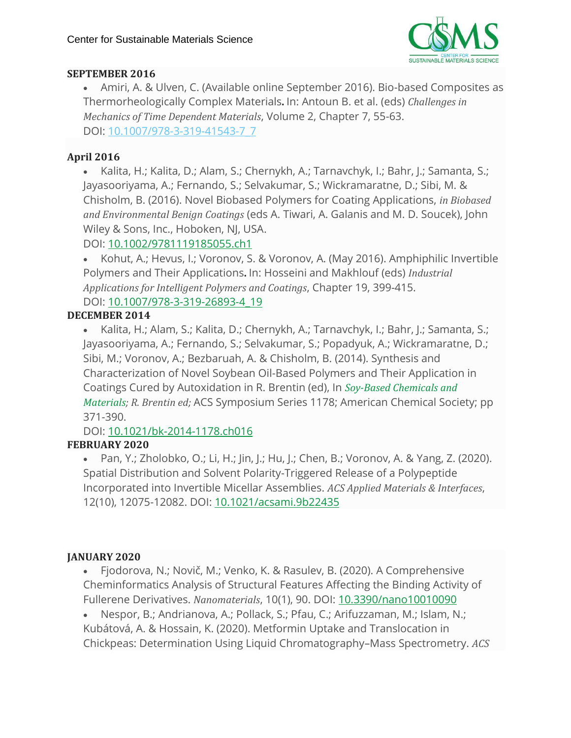**SEPTEMBER 2016**

- Amiri, A. & Ulven, C. (Available online September 2016). Bio-based Composites as Thermorheologically Complex Materials**.** In: Antoun B. et al. (eds) *Challenges in Mechanics of Time Dependent Materials*, Volume 2, Chapter 7, 55-63. DOI: 10.1007/978-3-319-41543-7_7

**April 2016**

- Kalita, H.; Kalita, D.; Alam, S.; Chernykh, A.; Tarnavchyk, I.; Bahr, J.; Samanta, S.; Jayasooriyama, A.; Fernando, S.; Selvakumar, S.; Wickramaratne, D.; Sibi, M. & Chisholm, B. (2016). Novel Biobased Polymers for Coating Applications, *in Biobased and Environmental Benign Coatings* (eds A. Tiwari, A. Galanis and M. D. Soucek), John Wiley & Sons, Inc., Hoboken, NJ, USA. DOI: 10.1002/9781119185055.ch1
- Kohut, A.; Hevus, I.; Voronov, S. & Voronov, A. (May 2016). Amphiphilic Invertible Polymers and Their Applications**.** In: Hosseini and Makhlouf (eds) *Industrial Applications for Intelligent Polymers and Coatings*, Chapter 19, 399-415. DOI: 10.1007/978-3-319-26893-4_19

**DECEMBER 2014**

- Kalita, H.; Alam, S.; Kalita, D.; Chernykh, A.; Tarnavchyk, I.; Bahr, J.; Samanta, S.; Jayasooriyama, A.; Fernando, S.; Selvakumar, S.; Popadyuk, A.; Wickramaratne, D.; Sibi, M.; Voronov, A.; Bezbaruah, A. & Chisholm, B. (2014). Synthesis and Characterization of Novel Soybean Oil-Based Polymers and Their Application in Coatings Cured by Autoxidation in R. Brentin (ed), In *Soy-Based Chemicals and Materials; R. Brentin ed;* ACS Symposium Series 1178; American Chemical Society; pp 371-390. DOI: 10.1021/bk-2014-1178.ch016

**FEBRUARY 2020**

- Pan, Y.; Zholobko, O.; Li, H.; Jin, J.; Hu, J.; Chen, B.; Voronov, A. & Yang, Z. (2020). Spatial Distribution and Solvent Polarity-Triggered Release of a Polypeptide Incorporated into Invertible Micellar Assemblies. *ACS Applied Materials & Interfaces*, 12(10), 12075-12082. DOI: 10.1021/acsami.9b22435

**JANUARY 2020**

- Fjodorova, N.; Novič, M.; Venko, K. & Rasulev, B. (2020). A Comprehensive Cheminformatics Analysis of Structural Features Affecting the Binding Activity of Fullerene Derivatives. *Nanomaterials*, 10(1), 90. DOI: 10.3390/nano10010090
- Nespor, B.; Andrianova, A.; Pollack, S.; Pfau, C.; Arifuzzaman, M.; Islam, N.; Kubátová, A. & Hossain, K. (2020). Metformin Uptake and Translocation in Chickpeas: Determination Using Liquid Chromatography–Mass Spectrometry. *ACS*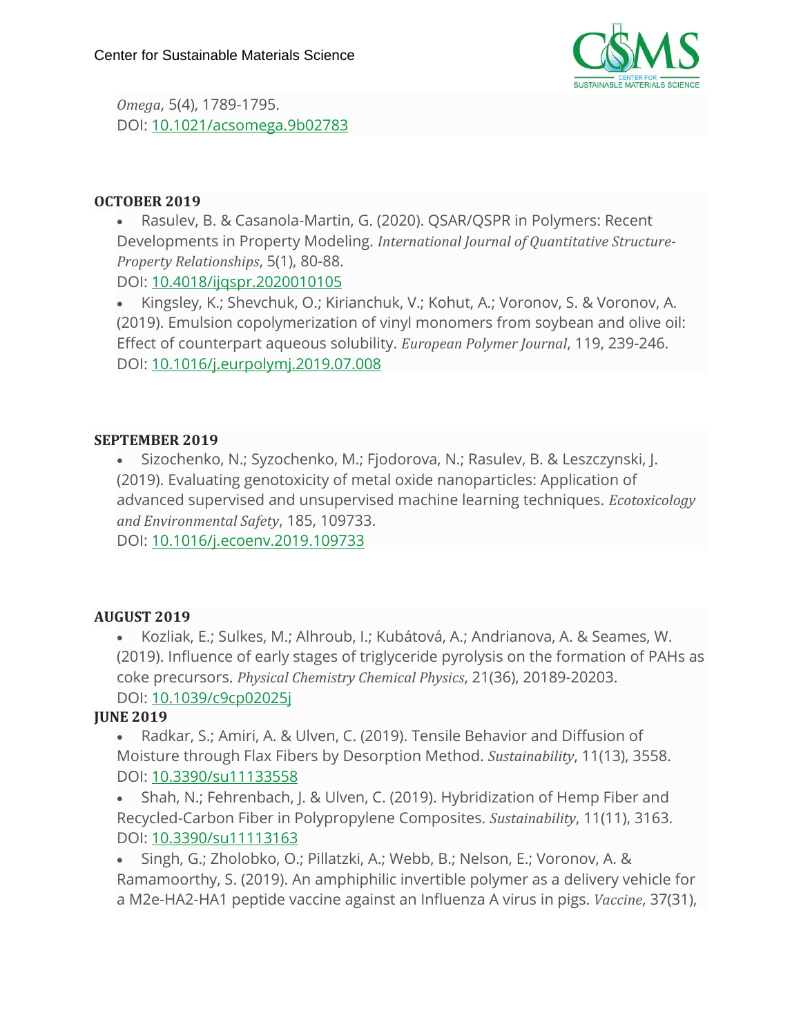*Omega*, 5(4), 1789-1795.
DOI: 10.1021/acsomega.9b02783

**OCTOBER 2019**

- Rasulev, B. & Casanola-Martin, G. (2020). QSAR/QSPR in Polymers: Recent Developments in Property Modeling. *International Journal of Quantitative Structure-Property Relationships*, 5(1), 80-88.
DOI: 10.4018/ijqspr.2020010105
- Kingsley, K.; Shevchuk, O.; Kirianchuk, V.; Kohut, A.; Voronov, S. & Voronov, A. (2019). Emulsion copolymerization of vinyl monomers from soybean and olive oil: Effect of counterpart aqueous solubility. *European Polymer Journal*, 119, 239-246.
DOI: 10.1016/j.eurpolymj.2019.07.008

**SEPTEMBER 2019**

- Sizochenko, N.; Syzochenko, M.; Fjodorova, N.; Rasulev, B. & Leszczynski, J. (2019). Evaluating genotoxicity of metal oxide nanoparticles: Application of advanced supervised and unsupervised machine learning techniques. *Ecotoxicology and Environmental Safety*, 185, 109733.
DOI: 10.1016/j.ecoenv.2019.109733

**AUGUST 2019**

- Kozliak, E.; Sulkes, M.; Alhroub, I.; Kubátová, A.; Andrianova, A. & Seames, W. (2019). Influence of early stages of triglyceride pyrolysis on the formation of PAHs as coke precursors. *Physical Chemistry Chemical Physics*, 21(36), 20189-20203.
DOI: 10.1039/c9cp02025j

**JUNE 2019**

- Radkar, S.; Amiri, A. & Ulven, C. (2019). Tensile Behavior and Diffusion of Moisture through Flax Fibers by Desorption Method. *Sustainability*, 11(13), 3558.
DOI: 10.3390/su11133558
- Shah, N.; Fehrenbach, J. & Ulven, C. (2019). Hybridization of Hemp Fiber and Recycled-Carbon Fiber in Polypropylene Composites. *Sustainability*, 11(11), 3163.
DOI: 10.3390/su11113163
- Singh, G.; Zholobko, O.; Pillatzki, A.; Webb, B.; Nelson, E.; Voronov, A. & Ramamoorthy, S. (2019). An amphiphilic invertible polymer as a delivery vehicle for a M2e-HA2-HA1 peptide vaccine against an Influenza A virus in pigs. *Vaccine*, 37(31),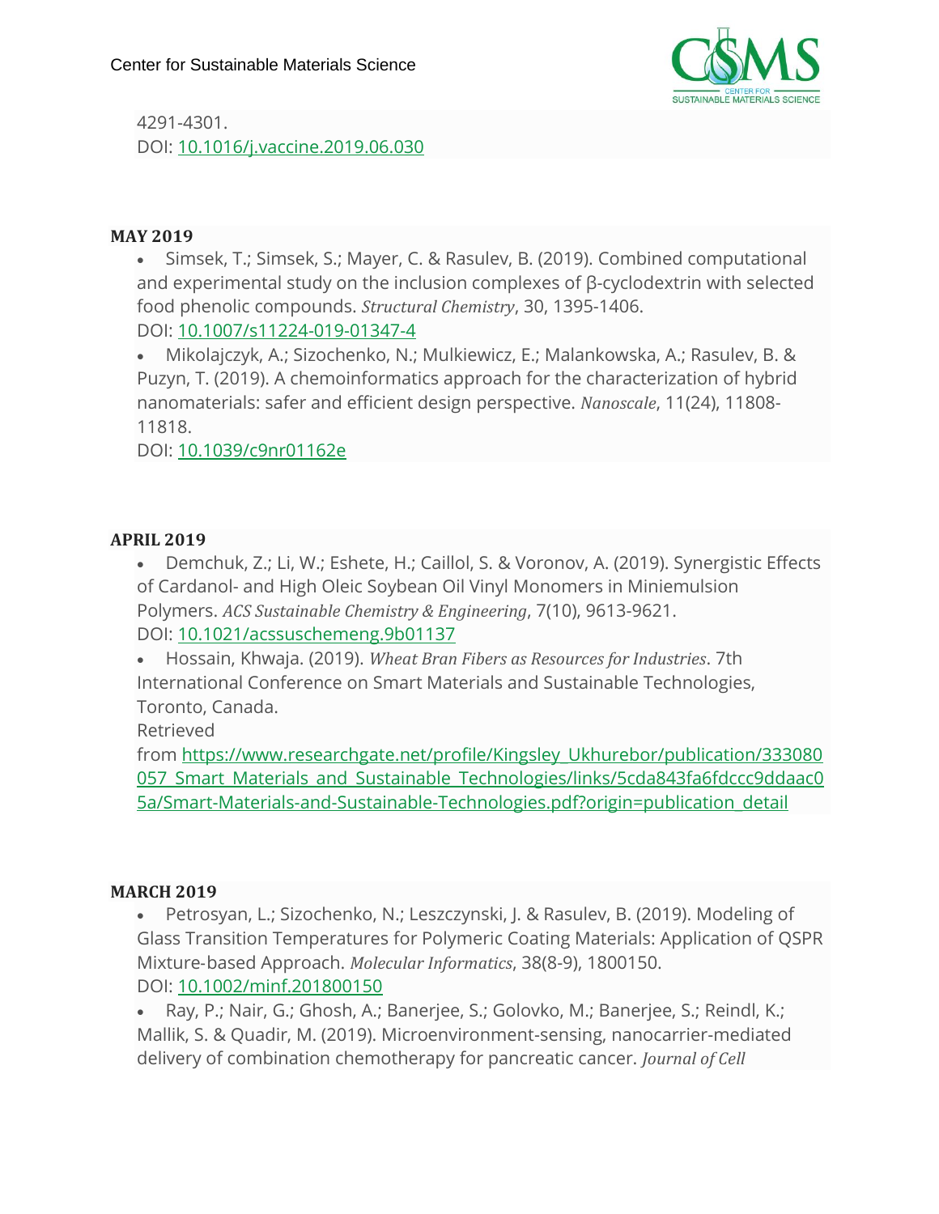4291-4301.
DOI: 10.1016/j.vaccine.2019.06.030

**MAY 2019**

- Simsek, T.; Simsek, S.; Mayer, C. & Rasulev, B. (2019). Combined computational and experimental study on the inclusion complexes of β-cyclodextrin with selected food phenolic compounds. *Structural Chemistry*, 30, 1395-1406.
DOI: 10.1007/s11224-019-01347-4
- Mikolajczyk, A.; Sizochenko, N.; Mulkiewicz, E.; Malankowska, A.; Rasulev, B. & Puzyn, T. (2019). A chemoinformatics approach for the characterization of hybrid nanomaterials: safer and efficient design perspective. *Nanoscale*, 11(24), 11808-11818.
DOI: 10.1039/c9nr01162e

**APRIL 2019**

- Demchuk, Z.; Li, W.; Eshete, H.; Caillol, S. & Voronov, A. (2019). Synergistic Effects of Cardanol- and High Oleic Soybean Oil Vinyl Monomers in Miniemulsion Polymers. *ACS Sustainable Chemistry & Engineering*, 7(10), 9613-9621.
DOI: 10.1021/acssuschemeng.9b01137
- Hossain, Khwaja. (2019). *Wheat Bran Fibers as Resources for Industries*. 7th International Conference on Smart Materials and Sustainable Technologies, Toronto, Canada.
Retrieved from https://www.researchgate.net/profile/Kingsley_Ukhurebor/publication/333080057_Smart_Materials_and_Sustainable_Technologies/links/5cda843fa6fdccc9ddaac05a/Smart-Materials-and-Sustainable-Technologies.pdf?origin=publication_detail

**MARCH 2019**

- Petrosyan, L.; Sizochenko, N.; Leszczynski, J. & Rasulev, B. (2019). Modeling of Glass Transition Temperatures for Polymeric Coating Materials: Application of QSPR Mixture-based Approach. *Molecular Informatics*, 38(8-9), 1800150.
DOI: 10.1002/minf.201800150
- Ray, P.; Nair, G.; Ghosh, A.; Banerjee, S.; Golovko, M.; Banerjee, S.; Reindl, K.; Mallik, S. & Quadir, M. (2019). Microenvironment-sensing, nanocarrier-mediated delivery of combination chemotherapy for pancreatic cancer. *Journal of Cell*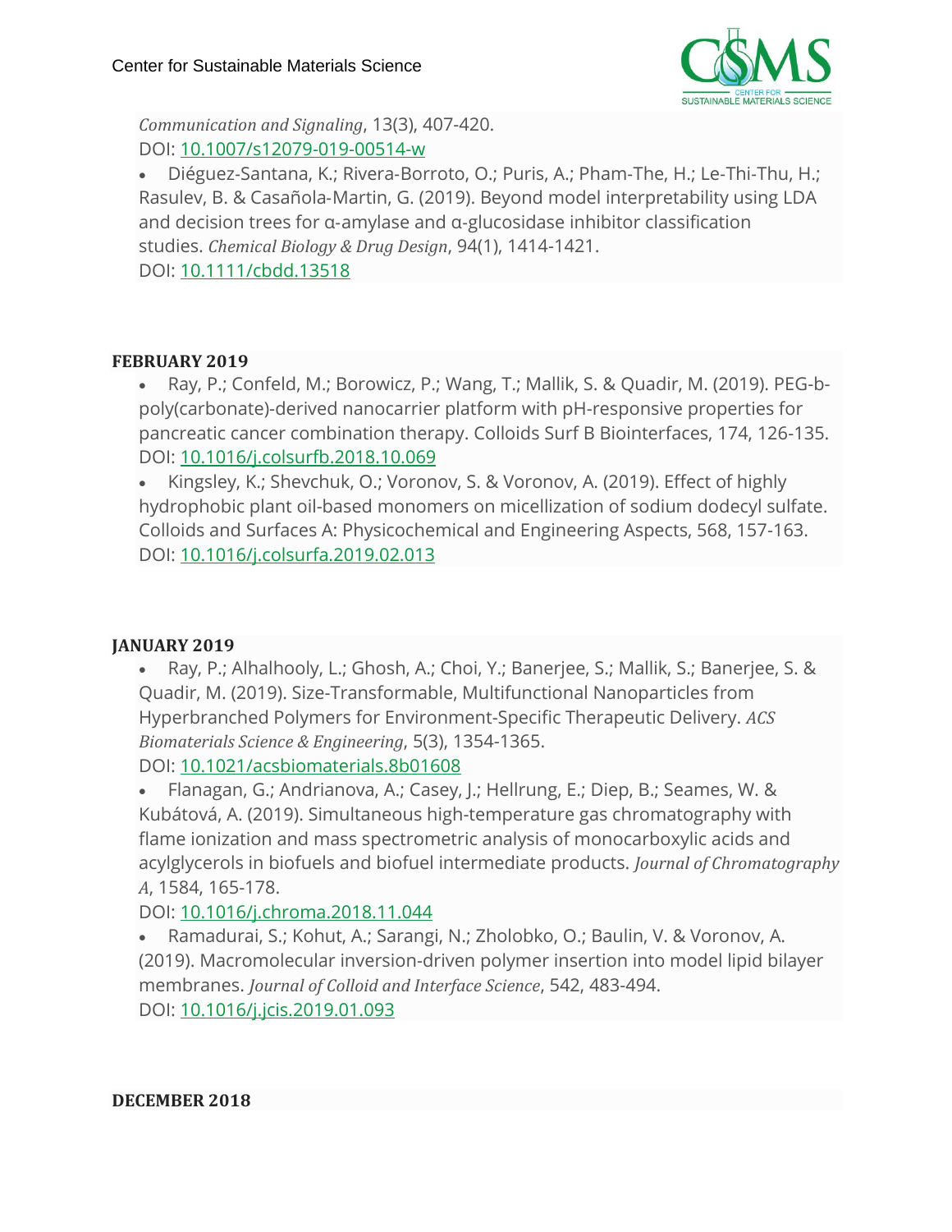*Communication and Signaling*, 13(3), 407-420.
DOI: [10.1007/s12079-019-00514-w](https://doi.org/10.1007/s12079-019-00514-w)

- Diéguez-Santana, K.; Rivera-Borroto, O.; Puris, A.; Pham-The, H.; Le-Thi-Thu, H.; Rasulev, B. & Casañola-Martin, G. (2019). Beyond model interpretability using LDA and decision trees for α-amylase and α-glucosidase inhibitor classification studies. *Chemical Biology & Drug Design*, 94(1), 1414-1421.
DOI: [10.1111/cbdd.13518](https://doi.org/10.1111/cbdd.13518)

**FEBRUARY 2019**

- Ray, P.; Confeld, M.; Borowicz, P.; Wang, T.; Mallik, S. & Quadir, M. (2019). PEG-b-poly(carbonate)-derived nanocarrier platform with pH-responsive properties for pancreatic cancer combination therapy. Colloids Surf B Biointerfaces, 174, 126-135.
DOI: [10.1016/j.colsurfb.2018.10.069](https://doi.org/10.1016/j.colsurfb.2018.10.069)
- Kingsley, K.; Shevchuk, O.; Voronov, S. & Voronov, A. (2019). Effect of highly hydrophobic plant oil-based monomers on micellization of sodium dodecyl sulfate. Colloids and Surfaces A: Physicochemical and Engineering Aspects, 568, 157-163.
DOI: [10.1016/j.colsurfa.2019.02.013](https://doi.org/10.1016/j.colsurfa.2019.02.013)

**JANUARY 2019**

- Ray, P.; Alhalhooly, L.; Ghosh, A.; Choi, Y.; Banerjee, S.; Mallik, S.; Banerjee, S. & Quadir, M. (2019). Size-Transformable, Multifunctional Nanoparticles from Hyperbranched Polymers for Environment-Specific Therapeutic Delivery. *ACS Biomaterials Science & Engineering*, 5(3), 1354-1365.
DOI: [10.1021/acsbiomaterials.8b01608](https://doi.org/10.1021/acsbiomaterials.8b01608)
- Flanagan, G.; Andrianova, A.; Casey, J.; Hellrung, E.; Diep, B.; Seames, W. & Kubátová, A. (2019). Simultaneous high-temperature gas chromatography with flame ionization and mass spectrometric analysis of monocarboxylic acids and acylglycerols in biofuels and biofuel intermediate products. *Journal of Chromatography A*, 1584, 165-178.
DOI: [10.1016/j.chroma.2018.11.044](https://doi.org/10.1016/j.chroma.2018.11.044)
- Ramadurai, S.; Kohut, A.; Sarangi, N.; Zholobko, O.; Baulin, V. & Voronov, A. (2019). Macromolecular inversion-driven polymer insertion into model lipid bilayer membranes. *Journal of Colloid and Interface Science*, 542, 483-494.
DOI: [10.1016/j.jcis.2019.01.093](https://doi.org/10.1016/j.jcis.2019.01.093)

**DECEMBER 2018**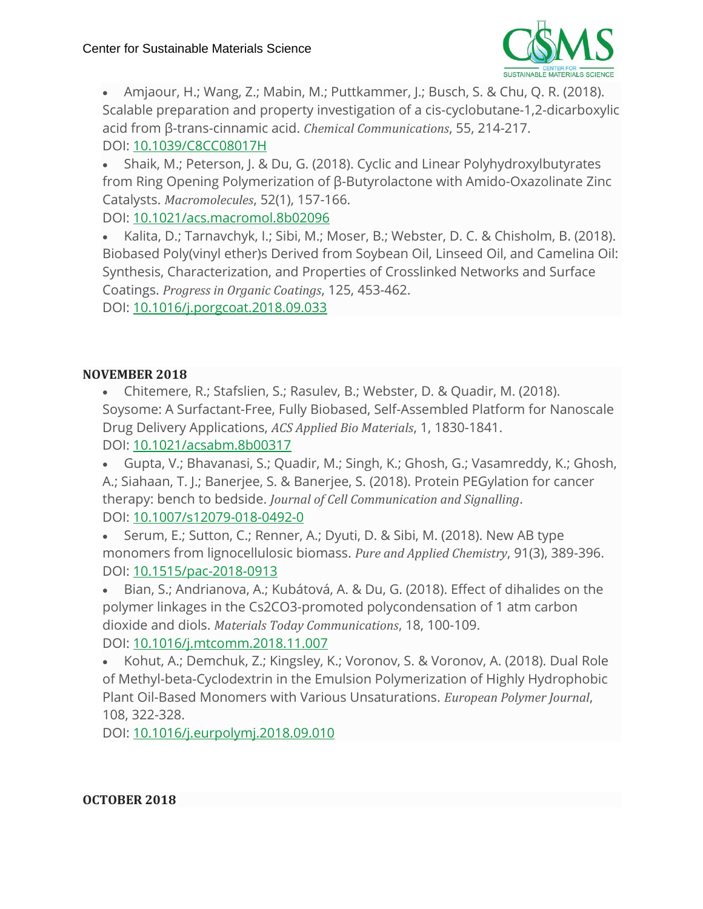- Amjaour, H.; Wang, Z.; Mabin, M.; Puttkammer, J.; Busch, S. & Chu, Q. R. (2018). Scalable preparation and property investigation of a cis-cyclobutane-1,2-dicarboxylic acid from β-trans-cinnamic acid. *Chemical Communications*, 55, 214-217.
DOI: [10.1039/C8CC08017H](https://doi.org/10.1039/C8CC08017H)
- Shaik, M.; Peterson, J. & Du, G. (2018). Cyclic and Linear Polyhydroxylbutyrates from Ring Opening Polymerization of β-Butyrolactone with Amido-Oxazolinate Zinc Catalysts. *Macromolecules*, 52(1), 157-166.
DOI: [10.1021/acs.macromol.8b02096](https://doi.org/10.1021/acs.macromol.8b02096)
- Kalita, D.; Tarnavchyk, I.; Sibi, M.; Moser, B.; Webster, D. C. & Chisholm, B. (2018). Biobased Poly(vinyl ether)s Derived from Soybean Oil, Linseed Oil, and Camelina Oil: Synthesis, Characterization, and Properties of Crosslinked Networks and Surface Coatings. *Progress in Organic Coatings*, 125, 453-462.
DOI: [10.1016/j.porgcoat.2018.09.033](https://doi.org/10.1016/j.porgcoat.2018.09.033)

**NOVEMBER 2018**

- Chitemere, R.; Stafslien, S.; Rasulev, B.; Webster, D. & Quadir, M. (2018). Soysome: A Surfactant-Free, Fully Biobased, Self-Assembled Platform for Nanoscale Drug Delivery Applications, *ACS Applied Bio Materials*, 1, 1830-1841.
DOI: [10.1021/acsabm.8b00317](https://doi.org/10.1021/acsabm.8b00317)
- Gupta, V.; Bhavanasi, S.; Quadir, M.; Singh, K.; Ghosh, G.; Vasamreddy, K.; Ghosh, A.; Siahaan, T. J.; Banerjee, S. & Banerjee, S. (2018). Protein PEGylation for cancer therapy: bench to bedside. *Journal of Cell Communication and Signalling*.
DOI: [10.1007/s12079-018-0492-0](https://doi.org/10.1007/s12079-018-0492-0)
- Serum, E.; Sutton, C.; Renner, A.; Dyuti, D. & Sibi, M. (2018). New AB type monomers from lignocellulosic biomass. *Pure and Applied Chemistry*, 91(3), 389-396.
DOI: [10.1515/pac-2018-0913](https://doi.org/10.1515/pac-2018-0913)
- Bian, S.; Andrianova, A.; Kubátová, A. & Du, G. (2018). Effect of dihalides on the polymer linkages in the $Cs_2CO_3$-promoted polycondensation of 1 atm carbon dioxide and diols. *Materials Today Communications*, 18, 100-109.
DOI: [10.1016/j.mtcomm.2018.11.007](https://doi.org/10.1016/j.mtcomm.2018.11.007)
- Kohut, A.; Demchuk, Z.; Kingsley, K.; Voronov, S. & Voronov, A. (2018). Dual Role of Methyl-beta-Cyclodextrin in the Emulsion Polymerization of Highly Hydrophobic Plant Oil-Based Monomers with Various Unsaturations. *European Polymer Journal*, 108, 322-328.
DOI: [10.1016/j.eurpolymj.2018.09.010](https://doi.org/10.1016/j.eurpolymj.2018.09.010)

**OCTOBER 2018**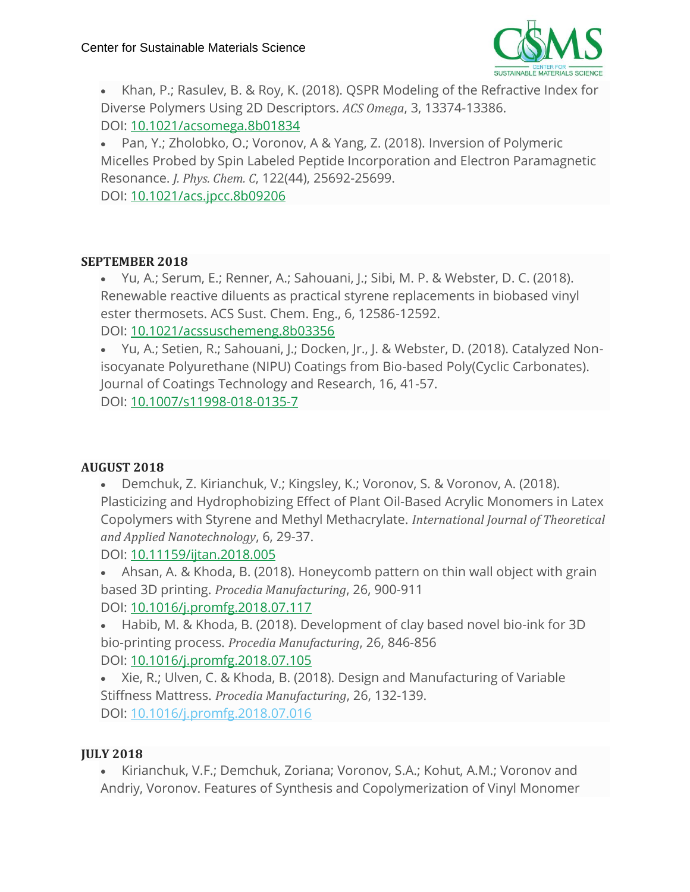- Khan, P.; Rasulev, B. & Roy, K. (2018). QSPR Modeling of the Refractive Index for Diverse Polymers Using 2D Descriptors. *ACS Omega*, 3, 13374-13386.
DOI: 10.1021/acsomega.8b01834
- Pan, Y.; Zholobko, O.; Voronov, A & Yang, Z. (2018). Inversion of Polymeric Micelles Probed by Spin Labeled Peptide Incorporation and Electron Paramagnetic Resonance. *J. Phys. Chem. C*, 122(44), 25692-25699.
DOI: 10.1021/acs.jpcc.8b09206

**SEPTEMBER 2018**

- Yu, A.; Serum, E.; Renner, A.; Sahouani, J.; Sibi, M. P. & Webster, D. C. (2018). Renewable reactive diluents as practical styrene replacements in biobased vinyl ester thermosets. ACS Sust. Chem. Eng., 6, 12586-12592.
DOI: 10.1021/acssuschemeng.8b03356
- Yu, A.; Setien, R.; Sahouani, J.; Docken, Jr., J. & Webster, D. (2018). Catalyzed Non-isocyanate Polyurethane (NIPU) Coatings from Bio-based Poly(Cyclic Carbonates). Journal of Coatings Technology and Research, 16, 41-57.
DOI: 10.1007/s11998-018-0135-7

**AUGUST 2018**

- Demchuk, Z. Kirianchuk, V.; Kingsley, K.; Voronov, S. & Voronov, A. (2018). Plasticizing and Hydrophobizing Effect of Plant Oil-Based Acrylic Monomers in Latex Copolymers with Styrene and Methyl Methacrylate. *International Journal of Theoretical and Applied Nanotechnology*, 6, 29-37.
DOI: 10.11159/ijtan.2018.005
- Ahsan, A. & Khoda, B. (2018). Honeycomb pattern on thin wall object with grain based 3D printing. *Procedia Manufacturing*, 26, 900-911
DOI: 10.1016/j.promfg.2018.07.117
- Habib, M. & Khoda, B. (2018). Development of clay based novel bio-ink for 3D bio-printing process. *Procedia Manufacturing*, 26, 846-856
DOI: 10.1016/j.promfg.2018.07.105
- Xie, R.; Ulven, C. & Khoda, B. (2018). Design and Manufacturing of Variable Stiffness Mattress. *Procedia Manufacturing*, 26, 132-139.
DOI: 10.1016/j.promfg.2018.07.016

**JULY 2018**

- Kirianchuk, V.F.; Demchuk, Zoriana; Voronov, S.A.; Kohut, A.M.; Voronov and Andriy, Voronov. Features of Synthesis and Copolymerization of Vinyl Monomer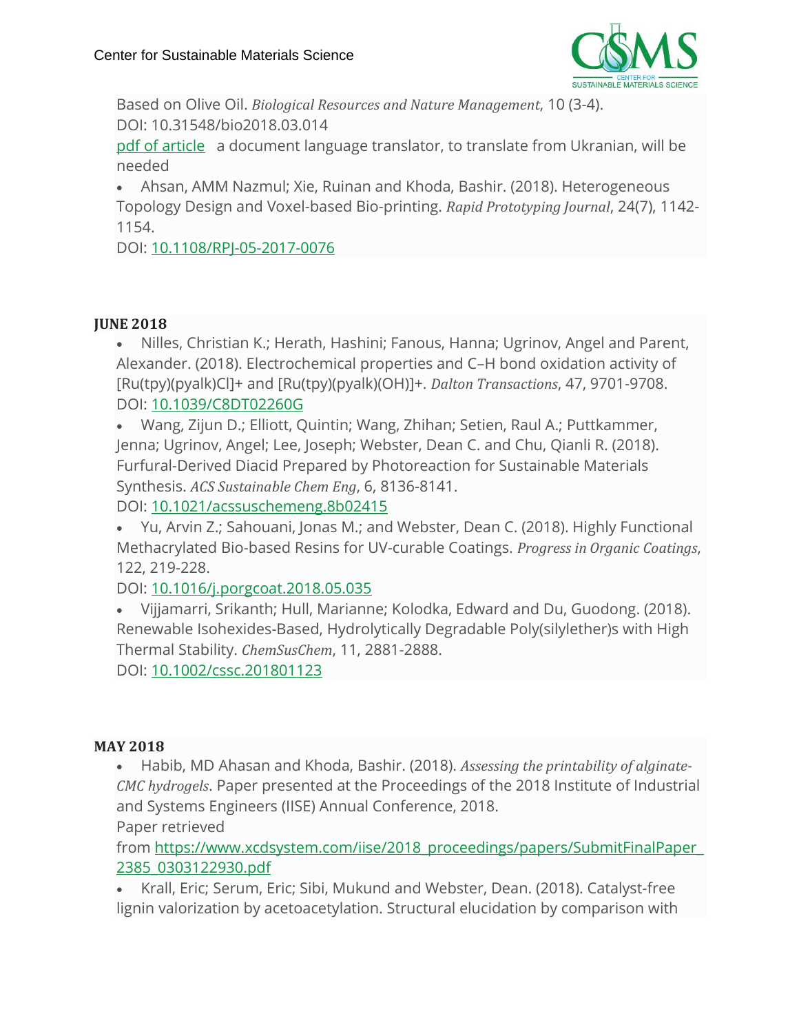Based on Olive Oil. *Biological Resources and Nature Management*, 10 (3-4).
DOI: 10.31548/bio2018.03.014
pdf of article   a document language translator, to translate from Ukranian, will be needed

- Ahsan, AMM Nazmul; Xie, Ruinan and Khoda, Bashir. (2018). Heterogeneous Topology Design and Voxel-based Bio-printing. *Rapid Prototyping Journal*, 24(7), 1142-1154.
DOI: 10.1108/RPJ-05-2017-0076

## JUNE 2018

- Nilles, Christian K.; Herath, Hashini; Fanous, Hanna; Ugrinov, Angel and Parent, Alexander. (2018). Electrochemical properties and C–H bond oxidation activity of [Ru(tpy)(pyalk)Cl]+ and [Ru(tpy)(pyalk)(OH)]+. *Dalton Transactions*, 47, 9701-9708.
DOI: 10.1039/C8DT02260G
- Wang, Zijun D.; Elliott, Quintin; Wang, Zhihan; Setien, Raul A.; Puttkammer, Jenna; Ugrinov, Angel; Lee, Joseph; Webster, Dean C. and Chu, Qianli R. (2018). Furfural-Derived Diacid Prepared by Photoreaction for Sustainable Materials Synthesis. *ACS Sustainable Chem Eng*, 6, 8136-8141.
DOI: 10.1021/acssuschemeng.8b02415
- Yu, Arvin Z.; Sahouani, Jonas M.; and Webster, Dean C. (2018). Highly Functional Methacrylated Bio-based Resins for UV-curable Coatings. *Progress in Organic Coatings*, 122, 219-228.
DOI: 10.1016/j.porgcoat.2018.05.035
- Vijjamarri, Srikanth; Hull, Marianne; Kolodka, Edward and Du, Guodong. (2018). Renewable Isohexides-Based, Hydrolytically Degradable Poly(silylether)s with High Thermal Stability. *ChemSusChem*, 11, 2881-2888.
DOI: 10.1002/cssc.201801123

## MAY 2018

- Habib, MD Ahasan and Khoda, Bashir. (2018). *Assessing the printability of alginate-CMC hydrogels*. Paper presented at the Proceedings of the 2018 Institute of Industrial and Systems Engineers (IISE) Annual Conference, 2018.
Paper retrieved from https://www.xcdsystem.com/iise/2018_proceedings/papers/SubmitFinalPaper_2385_0303122930.pdf
- Krall, Eric; Serum, Eric; Sibi, Mukund and Webster, Dean. (2018). Catalyst-free lignin valorization by acetoacetylation. Structural elucidation by comparison with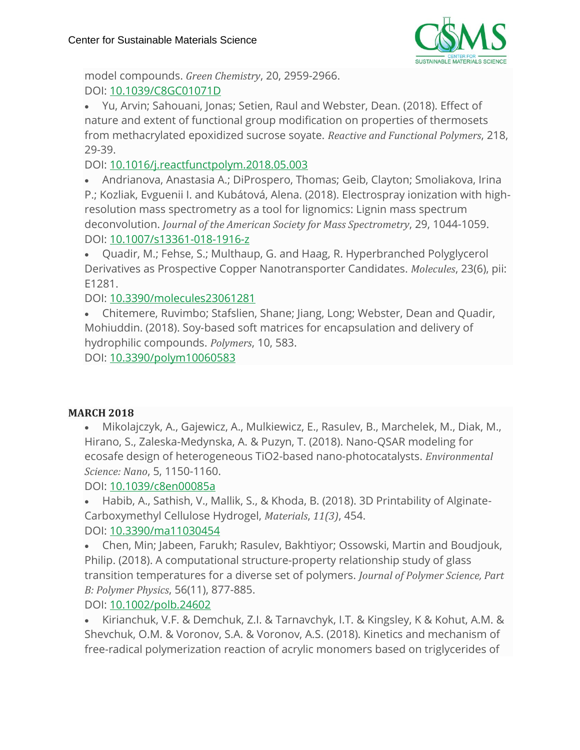model compounds. *Green Chemistry*, 20, 2959-2966.
DOI: [10.1039/C8GC01071D](https://doi.org/10.1039/C8GC01071D)

- Yu, Arvin; Sahouani, Jonas; Setien, Raul and Webster, Dean. (2018). Effect of nature and extent of functional group modification on properties of thermosets from methacrylated epoxidized sucrose soyate. *Reactive and Functional Polymers*, 218, 29-39.
DOI: [10.1016/j.reactfunctpolym.2018.05.003](https://doi.org/10.1016/j.reactfunctpolym.2018.05.003)
- Andrianova, Anastasia A.; DiProspero, Thomas; Geib, Clayton; Smoliakova, Irina P.; Kozliak, Evguenii I. and Kubátová, Alena. (2018). Electrospray ionization with high-resolution mass spectrometry as a tool for lignomics: Lignin mass spectrum deconvolution. *Journal of the American Society for Mass Spectrometry*, 29, 1044-1059.
DOI: [10.1007/s13361-018-1916-z](https://doi.org/10.1007/s13361-018-1916-z)
- Quadir, M.; Fehse, S.; Multhaup, G. and Haag, R. Hyperbranched Polyglycerol Derivatives as Prospective Copper Nanotransporter Candidates. *Molecules*, 23(6), pii: E1281.
DOI: [10.3390/molecules23061281](https://doi.org/10.3390/molecules23061281)
- Chitemere, Ruvimbo; Stafslien, Shane; Jiang, Long; Webster, Dean and Quadir, Mohiuddin. (2018). Soy-based soft matrices for encapsulation and delivery of hydrophilic compounds. *Polymers*, 10, 583.
DOI: [10.3390/polym10060583](https://doi.org/10.3390/polym10060583)

**MARCH 2018**

- Mikolajczyk, A., Gajewicz, A., Mulkiewicz, E., Rasulev, B., Marchelek, M., Diak, M., Hirano, S., Zaleska-Medynska, A. & Puzyn, T. (2018). Nano-QSAR modeling for ecosafe design of heterogeneous TiO2-based nano-photocatalysts. *Environmental Science: Nano*, 5, 1150-1160.
DOI: [10.1039/c8en00085a](https://doi.org/10.1039/c8en00085a)
- Habib, A., Sathish, V., Mallik, S., & Khoda, B. (2018). 3D Printability of Alginate-Carboxymethyl Cellulose Hydrogel, *Materials*, *11(3)*, 454.
DOI: [10.3390/ma11030454](https://doi.org/10.3390/ma11030454)
- Chen, Min; Jabeen, Farukh; Rasulev, Bakhtiyor; Ossowski, Martin and Boudjouk, Philip. (2018). A computational structure-property relationship study of glass transition temperatures for a diverse set of polymers. *Journal of Polymer Science, Part B: Polymer Physics*, 56(11), 877-885.
DOI: [10.1002/polb.24602](https://doi.org/10.1002/polb.24602)
- Kirianchuk, V.F. & Demchuk, Z.I. & Tarnavchyk, I.T. & Kingsley, K & Kohut, A.M. & Shevchuk, O.M. & Voronov, S.A. & Voronov, A.S. (2018). Kinetics and mechanism of free-radical polymerization reaction of acrylic monomers based on triglycerides of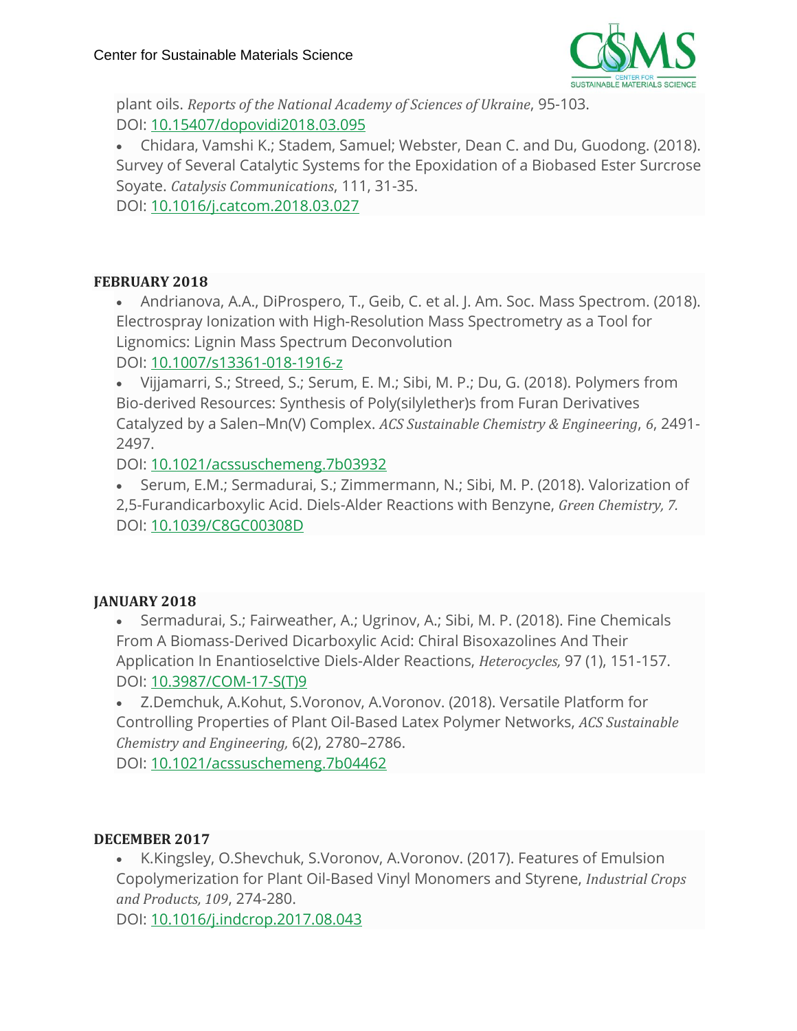plant oils. *Reports of the National Academy of Sciences of Ukraine*, 95-103.
DOI: [10.15407/dopovidi2018.03.095](10.15407/dopovidi2018.03.095)

- Chidara, Vamshi K.; Stadem, Samuel; Webster, Dean C. and Du, Guodong. (2018). Survey of Several Catalytic Systems for the Epoxidation of a Biobased Ester Surcrose Soyate. *Catalysis Communications*, 111, 31-35.
DOI: [10.1016/j.catcom.2018.03.027](10.1016/j.catcom.2018.03.027)

**FEBRUARY 2018**

- Andrianova, A.A., DiProspero, T., Geib, C. et al. J. Am. Soc. Mass Spectrom. (2018). Electrospray Ionization with High-Resolution Mass Spectrometry as a Tool for Lignomics: Lignin Mass Spectrum Deconvolution
DOI: [10.1007/s13361-018-1916-z](10.1007/s13361-018-1916-z)
- Vijjamarri, S.; Streed, S.; Serum, E. M.; Sibi, M. P.; Du, G. (2018). Polymers from Bio-derived Resources: Synthesis of Poly(silylether)s from Furan Derivatives Catalyzed by a Salen–Mn(V) Complex. *ACS Sustainable Chemistry & Engineering*, *6*, 2491-2497.
DOI: [10.1021/acssuschemeng.7b03932](10.1021/acssuschemeng.7b03932)
- Serum, E.M.; Sermadurai, S.; Zimmermann, N.; Sibi, M. P. (2018). Valorization of 2,5-Furandicarboxylic Acid. Diels-Alder Reactions with Benzyne, *Green Chemistry, 7.*
DOI: [10.1039/C8GC00308D](10.1039/C8GC00308D)

**JANUARY 2018**

- Sermadurai, S.; Fairweather, A.; Ugrinov, A.; Sibi, M. P. (2018). Fine Chemicals From A Biomass-Derived Dicarboxylic Acid: Chiral Bisoxazolines And Their Application In Enantioselctive Diels-Alder Reactions, *Heterocycles,* 97 (1), 151-157.
DOI: [10.3987/COM-17-S(T)9](10.3987/COM-17-S(T)9)
- Z.Demchuk, A.Kohut, S.Voronov, A.Voronov. (2018). Versatile Platform for Controlling Properties of Plant Oil-Based Latex Polymer Networks, *ACS Sustainable Chemistry and Engineering,* 6(2), 2780–2786.
DOI: [10.1021/acssuschemeng.7b04462](10.1021/acssuschemeng.7b04462)

**DECEMBER 2017**

- K.Kingsley, O.Shevchuk, S.Voronov, A.Voronov. (2017). Features of Emulsion Copolymerization for Plant Oil-Based Vinyl Monomers and Styrene, *Industrial Crops and Products, 109*, 274-280.
DOI: [10.1016/j.indcrop.2017.08.043](10.1016/j.indcrop.2017.08.043)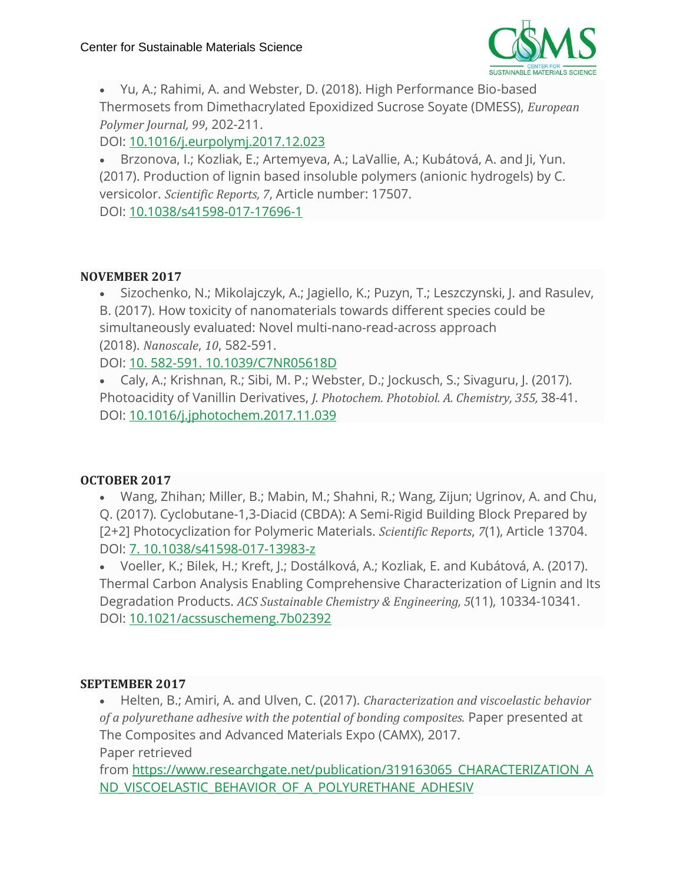- Yu, A.; Rahimi, A. and Webster, D. (2018). High Performance Bio-based Thermosets from Dimethacrylated Epoxidized Sucrose Soyate (DMESS), *European Polymer Journal, 99*, 202-211.
  DOI: 10.1016/j.eurpolymj.2017.12.023
- Brzonova, I.; Kozliak, E.; Artemyeva, A.; LaVallie, A.; Kubátová, A. and Ji, Yun. (2017). Production of lignin based insoluble polymers (anionic hydrogels) by C. versicolor. *Scientific Reports, 7*, Article number: 17507.
  DOI: 10.1038/s41598-017-17696-1

**NOVEMBER 2017**

- Sizochenko, N.; Mikolajczyk, A.; Jagiello, K.; Puzyn, T.; Leszczynski, J. and Rasulev, B. (2017). How toxicity of nanomaterials towards different species could be simultaneously evaluated: Novel multi-nano-read-across approach (2018). *Nanoscale*, *10*, 582-591.
  DOI: 10. 582-591. 10.1039/C7NR05618D
- Caly, A.; Krishnan, R.; Sibi, M. P.; Webster, D.; Jockusch, S.; Sivaguru, J. (2017). Photoacidity of Vanillin Derivatives, *J. Photochem. Photobiol. A. Chemistry, 355,* 38-41.
  DOI: 10.1016/j.jphotochem.2017.11.039

**OCTOBER 2017**

- Wang, Zhihan; Miller, B.; Mabin, M.; Shahni, R.; Wang, Zijun; Ugrinov, A. and Chu, Q. (2017). Cyclobutane-1,3-Diacid (CBDA): A Semi-Rigid Building Block Prepared by [2+2] Photocyclization for Polymeric Materials. *Scientific Reports*, *7*(1), Article 13704.
  DOI: 7. 10.1038/s41598-017-13983-z
- Voeller, K.; Bilek, H.; Kreft, J.; Dostálková, A.; Kozliak, E. and Kubátová, A. (2017). Thermal Carbon Analysis Enabling Comprehensive Characterization of Lignin and Its Degradation Products. *ACS Sustainable Chemistry & Engineering, 5*(11), 10334-10341.
  DOI: 10.1021/acssuschemeng.7b02392

**SEPTEMBER 2017**

- Helten, B.; Amiri, A. and Ulven, C. (2017). *Characterization and viscoelastic behavior of a polyurethane adhesive with the potential of bonding composites.* Paper presented at The Composites and Advanced Materials Expo (CAMX), 2017.
  Paper retrieved
  from https://www.researchgate.net/publication/319163065_CHARACTERIZATION_AND_VISCOELASTIC_BEHAVIOR_OF_A_POLYURETHANE_ADHESIV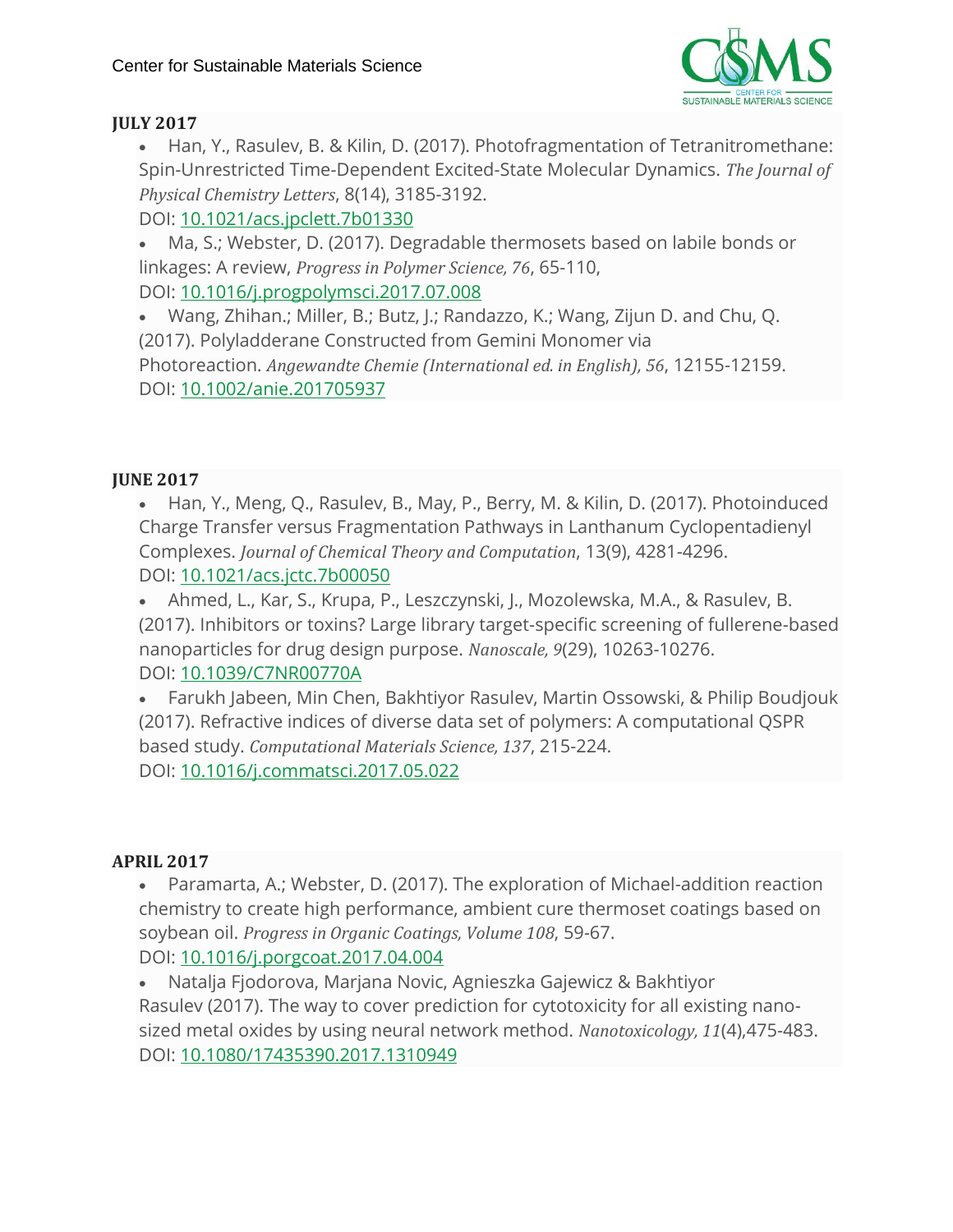## JULY 2017

- Han, Y., Rasulev, B. & Kilin, D. (2017). Photofragmentation of Tetranitromethane: Spin-Unrestricted Time-Dependent Excited-State Molecular Dynamics. *The Journal of Physical Chemistry Letters*, 8(14), 3185-3192.
  DOI: 10.1021/acs.jpclett.7b01330
- Ma, S.; Webster, D. (2017). Degradable thermosets based on labile bonds or linkages: A review, *Progress in Polymer Science, 76*, 65-110,
  DOI: 10.1016/j.progpolymsci.2017.07.008
- Wang, Zhihan.; Miller, B.; Butz, J.; Randazzo, K.; Wang, Zijun D. and Chu, Q. (2017). Polyladderane Constructed from Gemini Monomer via Photoreaction. *Angewandte Chemie (International ed. in English), 56*, 12155-12159.
  DOI: 10.1002/anie.201705937

## JUNE 2017

- Han, Y., Meng, Q., Rasulev, B., May, P., Berry, M. & Kilin, D. (2017). Photoinduced Charge Transfer versus Fragmentation Pathways in Lanthanum Cyclopentadienyl Complexes. *Journal of Chemical Theory and Computation*, 13(9), 4281-4296.
  DOI: 10.1021/acs.jctc.7b00050
- Ahmed, L., Kar, S., Krupa, P., Leszczynski, J., Mozolewska, M.A., & Rasulev, B. (2017). Inhibitors or toxins? Large library target-specific screening of fullerene-based nanoparticles for drug design purpose. *Nanoscale, 9*(29), 10263-10276.
  DOI: 10.1039/C7NR00770A
- Farukh Jabeen, Min Chen, Bakhtiyor Rasulev, Martin Ossowski, & Philip Boudjouk (2017). Refractive indices of diverse data set of polymers: A computational QSPR based study. *Computational Materials Science, 137*, 215-224.
  DOI: 10.1016/j.commatsci.2017.05.022

## APRIL 2017

- Paramarta, A.; Webster, D. (2017). The exploration of Michael-addition reaction chemistry to create high performance, ambient cure thermoset coatings based on soybean oil. *Progress in Organic Coatings, Volume 108*, 59-67.
  DOI: 10.1016/j.porgcoat.2017.04.004
- Natalja Fjodorova, Marjana Novic, Agnieszka Gajewicz & Bakhtiyor Rasulev (2017). The way to cover prediction for cytotoxicity for all existing nano-sized metal oxides by using neural network method. *Nanotoxicology, 11*(4),475-483.
  DOI: 10.1080/17435390.2017.1310949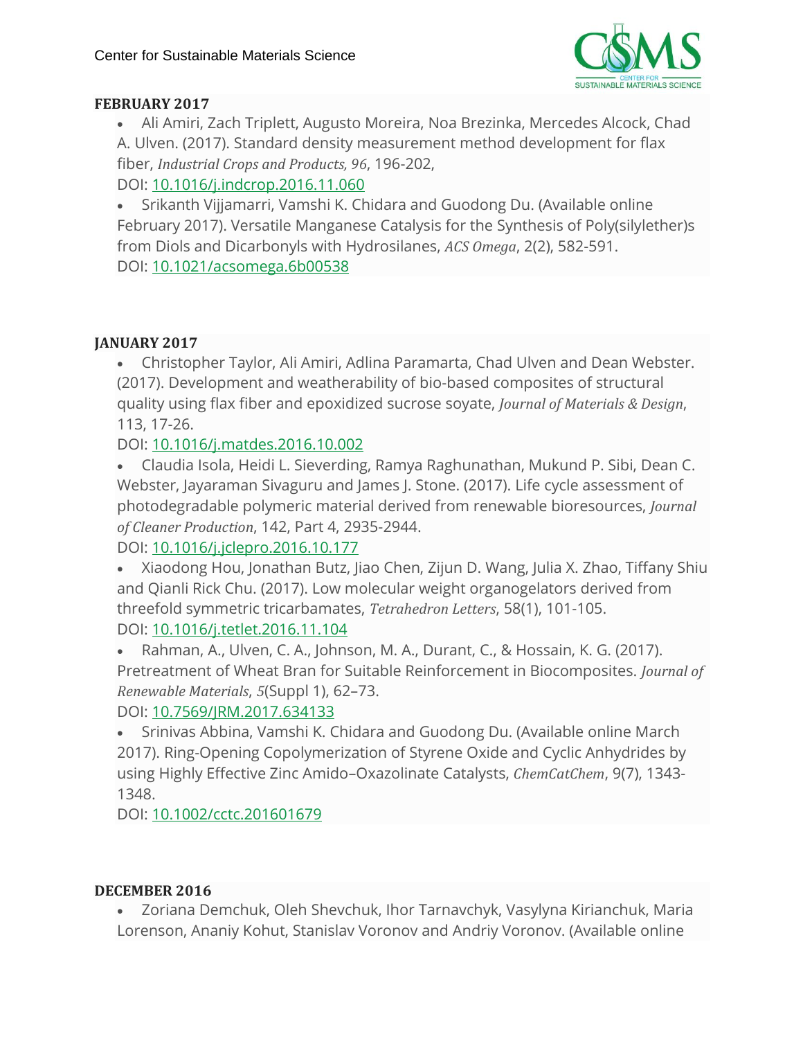**FEBRUARY 2017**

- Ali Amiri, Zach Triplett, Augusto Moreira, Noa Brezinka, Mercedes Alcock, Chad A. Ulven. (2017). Standard density measurement method development for flax fiber, *Industrial Crops and Products, 96*, 196-202,
  DOI: 10.1016/j.indcrop.2016.11.060
- Srikanth Vijjamarri, Vamshi K. Chidara and Guodong Du. (Available online February 2017). Versatile Manganese Catalysis for the Synthesis of Poly(silylether)s from Diols and Dicarbonyls with Hydrosilanes, *ACS Omega*, 2(2), 582-591.
  DOI: 10.1021/acsomega.6b00538

**JANUARY 2017**

- Christopher Taylor, Ali Amiri, Adlina Paramarta, Chad Ulven and Dean Webster. (2017). Development and weatherability of bio-based composites of structural quality using flax fiber and epoxidized sucrose soyate, *Journal of Materials & Design*, 113, 17-26.
  DOI: 10.1016/j.matdes.2016.10.002
- Claudia Isola, Heidi L. Sieverding, Ramya Raghunathan, Mukund P. Sibi, Dean C. Webster, Jayaraman Sivaguru and James J. Stone. (2017). Life cycle assessment of photodegradable polymeric material derived from renewable bioresources, *Journal of Cleaner Production*, 142, Part 4, 2935-2944.
  DOI: 10.1016/j.jclepro.2016.10.177
- Xiaodong Hou, Jonathan Butz, Jiao Chen, Zijun D. Wang, Julia X. Zhao, Tiffany Shiu and Qianli Rick Chu. (2017). Low molecular weight organogelators derived from threefold symmetric tricarbamates, *Tetrahedron Letters*, 58(1), 101-105.
  DOI: 10.1016/j.tetlet.2016.11.104
- Rahman, A., Ulven, C. A., Johnson, M. A., Durant, C., & Hossain, K. G. (2017). Pretreatment of Wheat Bran for Suitable Reinforcement in Biocomposites. *Journal of Renewable Materials*, *5*(Suppl 1), 62–73.
  DOI: 10.7569/JRM.2017.634133
- Srinivas Abbina, Vamshi K. Chidara and Guodong Du. (Available online March 2017). Ring-Opening Copolymerization of Styrene Oxide and Cyclic Anhydrides by using Highly Effective Zinc Amido–Oxazolinate Catalysts, *ChemCatChem*, 9(7), 1343-1348.
  DOI: 10.1002/cctc.201601679

**DECEMBER 2016**

- Zoriana Demchuk, Oleh Shevchuk, Ihor Tarnavchyk, Vasylyna Kirianchuk, Maria Lorenson, Ananiy Kohut, Stanislav Voronov and Andriy Voronov. (Available online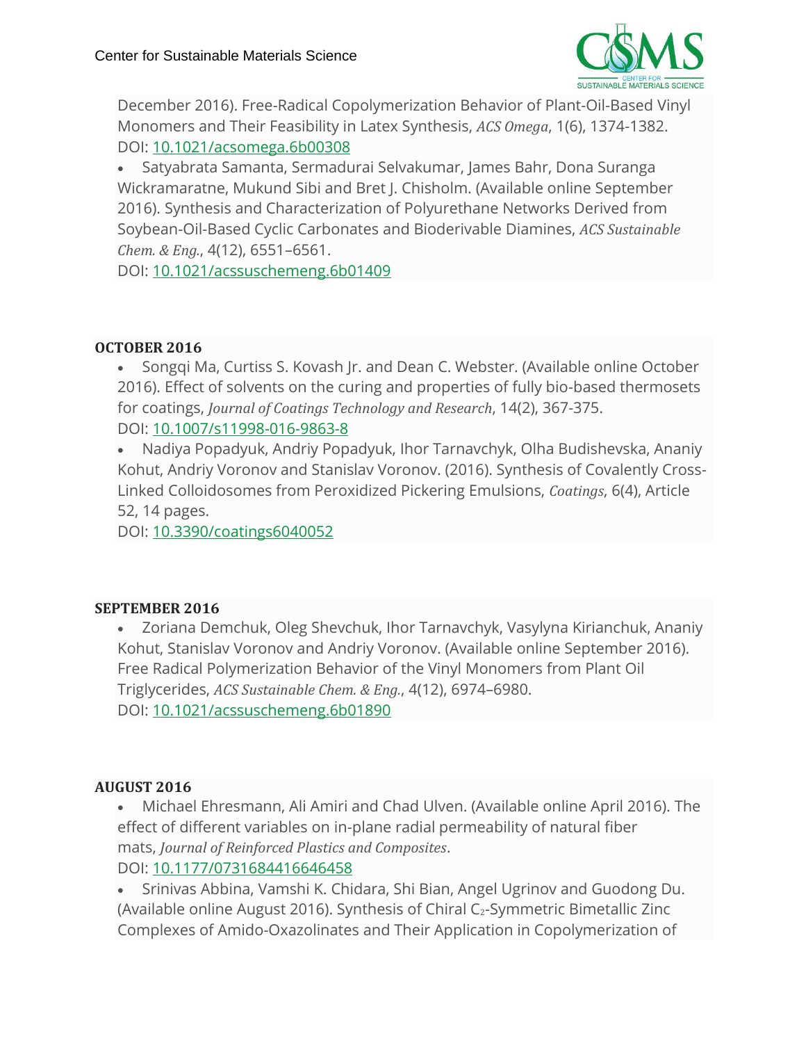December 2016). Free-Radical Copolymerization Behavior of Plant-Oil-Based Vinyl Monomers and Their Feasibility in Latex Synthesis, *ACS Omega*, 1(6), 1374-1382.
DOI: [10.1021/acsomega.6b00308](https://doi.org/10.1021/acsomega.6b00308)

- Satyabrata Samanta, Sermadurai Selvakumar, James Bahr, Dona Suranga Wickramaratne, Mukund Sibi and Bret J. Chisholm. (Available online September 2016). Synthesis and Characterization of Polyurethane Networks Derived from Soybean-Oil-Based Cyclic Carbonates and Bioderivable Diamines, *ACS Sustainable Chem. & Eng.*, 4(12), 6551–6561.
DOI: [10.1021/acssuschemeng.6b01409](https://doi.org/10.1021/acssuschemeng.6b01409)

**OCTOBER 2016**

- Songqi Ma, Curtiss S. Kovash Jr. and Dean C. Webster. (Available online October 2016). Effect of solvents on the curing and properties of fully bio-based thermosets for coatings, *Journal of Coatings Technology and Research*, 14(2), 367-375.
DOI: [10.1007/s11998-016-9863-8](https://doi.org/10.1007/s11998-016-9863-8)
- Nadiya Popadyuk, Andriy Popadyuk, Ihor Tarnavchyk, Olha Budishevska, Ananiy Kohut, Andriy Voronov and Stanislav Voronov. (2016). Synthesis of Covalently Cross-Linked Colloidosomes from Peroxidized Pickering Emulsions, *Coatings*, 6(4), Article 52, 14 pages.
DOI: [10.3390/coatings6040052](https://doi.org/10.3390/coatings6040052)

**SEPTEMBER 2016**

- Zoriana Demchuk, Oleg Shevchuk, Ihor Tarnavchyk, Vasylyna Kirianchuk, Ananiy Kohut, Stanislav Voronov and Andriy Voronov. (Available online September 2016). Free Radical Polymerization Behavior of the Vinyl Monomers from Plant Oil Triglycerides, *ACS Sustainable Chem. & Eng.*, 4(12), 6974–6980.
DOI: [10.1021/acssuschemeng.6b01890](https://doi.org/10.1021/acssuschemeng.6b01890)

**AUGUST 2016**

- Michael Ehresmann, Ali Amiri and Chad Ulven. (Available online April 2016). The effect of different variables on in-plane radial permeability of natural fiber mats, *Journal of Reinforced Plastics and Composites*.
DOI: [10.1177/0731684416646458](https://doi.org/10.1177/0731684416646458)
- Srinivas Abbina, Vamshi K. Chidara, Shi Bian, Angel Ugrinov and Guodong Du. (Available online August 2016). Synthesis of Chiral $C_2$-Symmetric Bimetallic Zinc Complexes of Amido-Oxazolinates and Their Application in Copolymerization of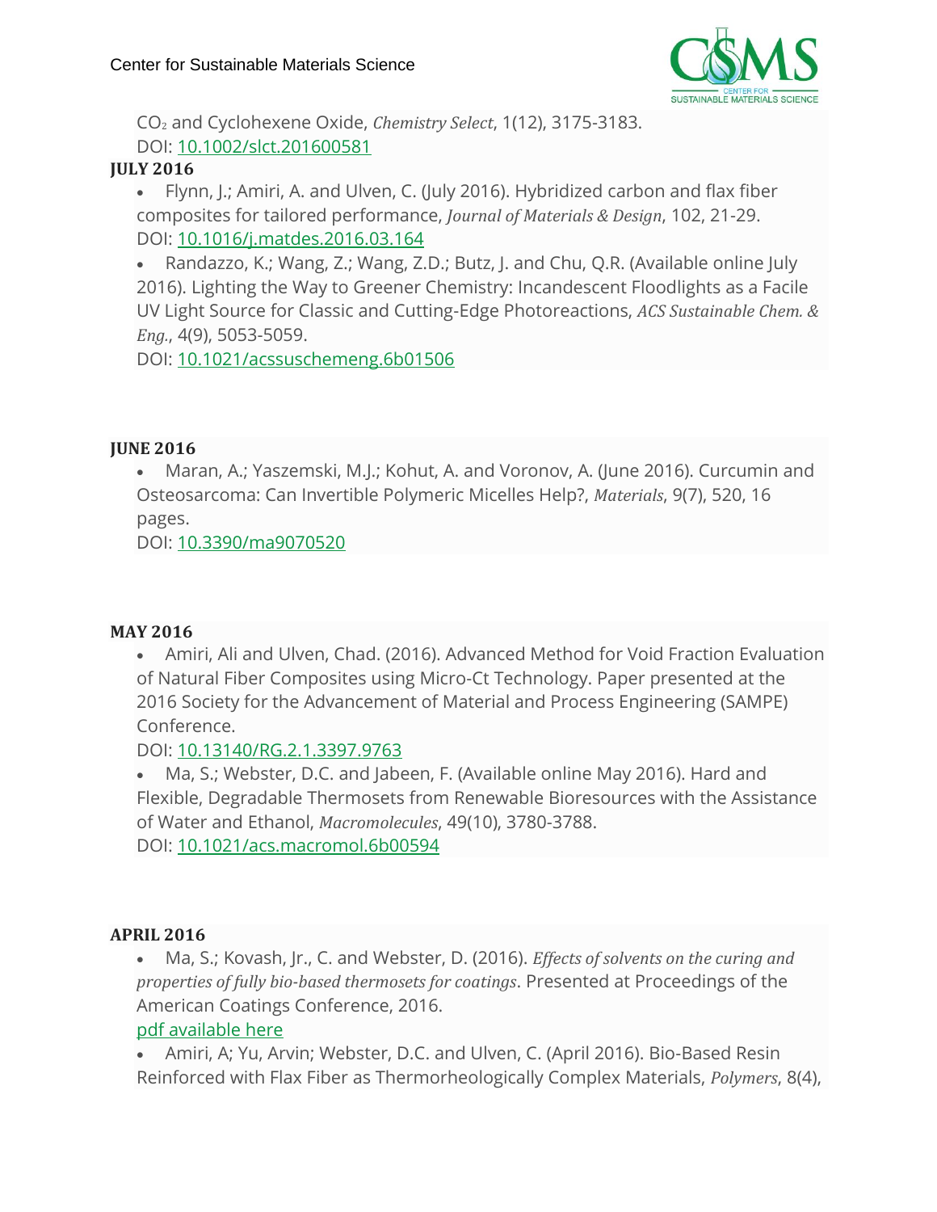$CO_2$ and Cyclohexene Oxide, *Chemistry Select*, 1(12), 3175-3183.
DOI: [10.1002/slct.201600581](10.1002/slct.201600581)

**JULY 2016**

- Flynn, J.; Amiri, A. and Ulven, C. (July 2016). Hybridized carbon and flax fiber composites for tailored performance, *Journal of Materials & Design*, 102, 21-29.
DOI: [10.1016/j.matdes.2016.03.164](10.1016/j.matdes.2016.03.164)
- Randazzo, K.; Wang, Z.; Wang, Z.D.; Butz, J. and Chu, Q.R. (Available online July 2016). Lighting the Way to Greener Chemistry: Incandescent Floodlights as a Facile UV Light Source for Classic and Cutting-Edge Photoreactions, *ACS Sustainable Chem. & Eng.*, 4(9), 5053-5059.
DOI: [10.1021/acssuschemeng.6b01506](10.1021/acssuschemeng.6b01506)

**JUNE 2016**

- Maran, A.; Yaszemski, M.J.; Kohut, A. and Voronov, A. (June 2016). Curcumin and Osteosarcoma: Can Invertible Polymeric Micelles Help?, *Materials*, 9(7), 520, 16 pages.
DOI: [10.3390/ma9070520](10.3390/ma9070520)

**MAY 2016**

- Amiri, Ali and Ulven, Chad. (2016). Advanced Method for Void Fraction Evaluation of Natural Fiber Composites using Micro-Ct Technology. Paper presented at the 2016 Society for the Advancement of Material and Process Engineering (SAMPE) Conference.
DOI: [10.13140/RG.2.1.3397.9763](10.13140/RG.2.1.3397.9763)
- Ma, S.; Webster, D.C. and Jabeen, F. (Available online May 2016). Hard and Flexible, Degradable Thermosets from Renewable Bioresources with the Assistance of Water and Ethanol, *Macromolecules*, 49(10), 3780-3788.
DOI: [10.1021/acs.macromol.6b00594](10.1021/acs.macromol.6b00594)

**APRIL 2016**

- Ma, S.; Kovash, Jr., C. and Webster, D. (2016). *Effects of solvents on the curing and properties of fully bio-based thermosets for coatings*. Presented at Proceedings of the American Coatings Conference, 2016.
pdf available here
- Amiri, A; Yu, Arvin; Webster, D.C. and Ulven, C. (April 2016). Bio-Based Resin Reinforced with Flax Fiber as Thermorheologically Complex Materials, *Polymers*, 8(4),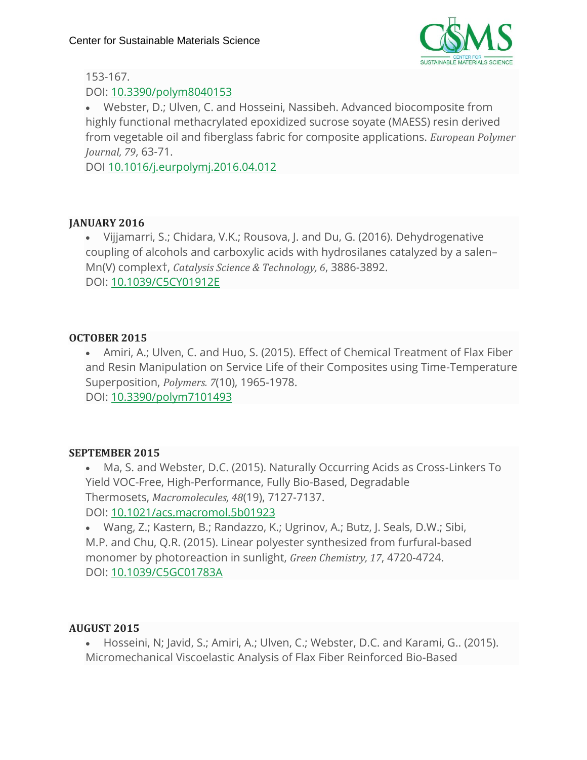153-167.
DOI: [10.3390/polym8040153](https://doi.org/10.3390/polym8040153)

- Webster, D.; Ulven, C. and Hosseini, Nassibeh. Advanced biocomposite from highly functional methacrylated epoxidized sucrose soyate (MAESS) resin derived from vegetable oil and fiberglass fabric for composite applications. *European Polymer Journal, 79*, 63-71.
DOI [10.1016/j.eurpolymj.2016.04.012](https://doi.org/10.1016/j.eurpolymj.2016.04.012)

**JANUARY 2016**

- Vijjamarri, S.; Chidara, V.K.; Rousova, J. and Du, G. (2016). Dehydrogenative coupling of alcohols and carboxylic acids with hydrosilanes catalyzed by a salen–Mn(V) complex†, *Catalysis Science & Technology, 6*, 3886-3892.
DOI: [10.1039/C5CY01912E](https://doi.org/10.1039/C5CY01912E)

**OCTOBER 2015**

- Amiri, A.; Ulven, C. and Huo, S. (2015). Effect of Chemical Treatment of Flax Fiber and Resin Manipulation on Service Life of their Composites using Time-Temperature Superposition, *Polymers. 7*(10), 1965-1978.
DOI: [10.3390/polym7101493](https://doi.org/10.3390/polym7101493)

**SEPTEMBER 2015**

- Ma, S. and Webster, D.C. (2015). Naturally Occurring Acids as Cross-Linkers To Yield VOC-Free, High-Performance, Fully Bio-Based, Degradable Thermosets, *Macromolecules, 48*(19), 7127-7137.
DOI: [10.1021/acs.macromol.5b01923](https://doi.org/10.1021/acs.macromol.5b01923)
- Wang, Z.; Kastern, B.; Randazzo, K.; Ugrinov, A.; Butz, J. Seals, D.W.; Sibi, M.P. and Chu, Q.R. (2015). Linear polyester synthesized from furfural-based monomer by photoreaction in sunlight, *Green Chemistry, 17*, 4720-4724.
DOI: [10.1039/C5GC01783A](https://doi.org/10.1039/C5GC01783A)

**AUGUST 2015**

- Hosseini, N; Javid, S.; Amiri, A.; Ulven, C.; Webster, D.C. and Karami, G.. (2015). Micromechanical Viscoelastic Analysis of Flax Fiber Reinforced Bio-Based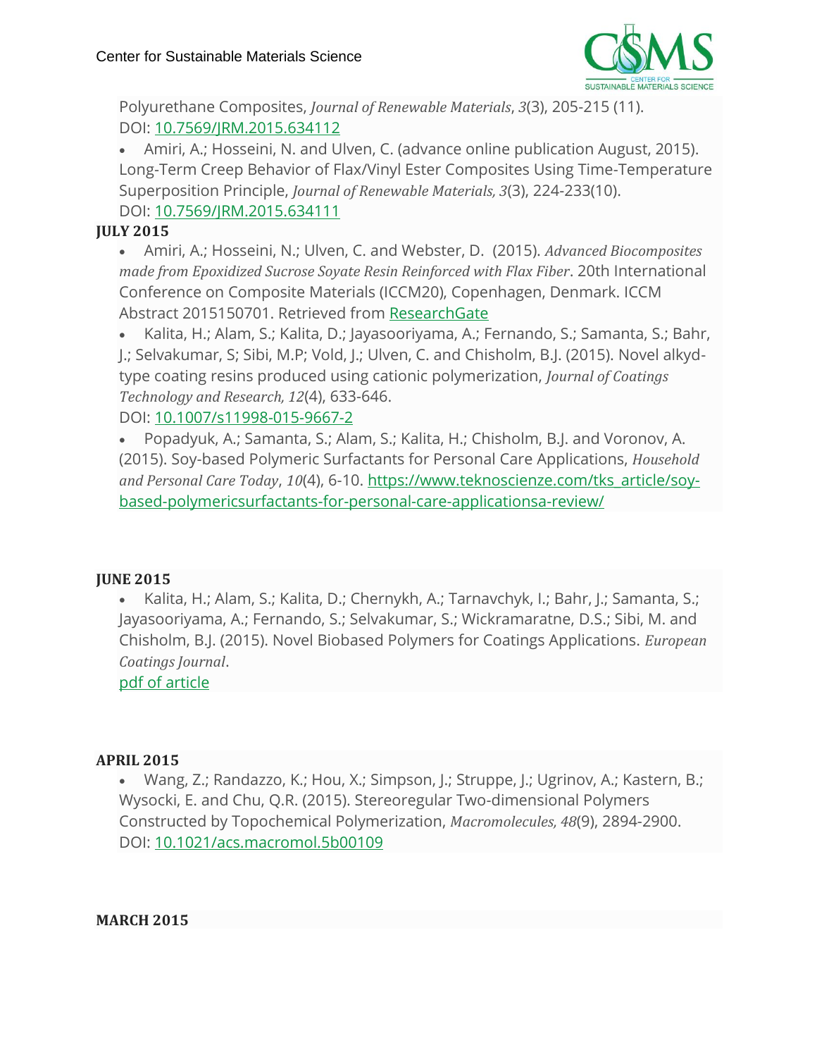Polyurethane Composites, *Journal of Renewable Materials*, *3*(3), 205-215 (11). DOI: [10.7569/JRM.2015.634112](10.7569/JRM.2015.634112)

- Amiri, A.; Hosseini, N. and Ulven, C. (advance online publication August, 2015). Long-Term Creep Behavior of Flax/Vinyl Ester Composites Using Time-Temperature Superposition Principle, *Journal of Renewable Materials, 3*(3), 224-233(10). DOI: [10.7569/JRM.2015.634111](10.7569/JRM.2015.634111)

**JULY 2015**

- Amiri, A.; Hosseini, N.; Ulven, C. and Webster, D. (2015). *Advanced Biocomposites made from Epoxidized Sucrose Soyate Resin Reinforced with Flax Fiber*. 20th International Conference on Composite Materials (ICCM20), Copenhagen, Denmark. ICCM Abstract 2015150701. Retrieved from ResearchGate
- Kalita, H.; Alam, S.; Kalita, D.; Jayasooriyama, A.; Fernando, S.; Samanta, S.; Bahr, J.; Selvakumar, S; Sibi, M.P; Vold, J.; Ulven, C. and Chisholm, B.J. (2015). Novel alkyd-type coating resins produced using cationic polymerization, *Journal of Coatings Technology and Research, 12*(4), 633-646. DOI: [10.1007/s11998-015-9667-2](10.1007/s11998-015-9667-2)
- Popadyuk, A.; Samanta, S.; Alam, S.; Kalita, H.; Chisholm, B.J. and Voronov, A. (2015). Soy-based Polymeric Surfactants for Personal Care Applications, *Household and Personal Care Today*, *10*(4), 6-10. https://www.teknoscienze.com/tks_article/soy-based-polymericsurfactants-for-personal-care-applicationsa-review/

**JUNE 2015**

- Kalita, H.; Alam, S.; Kalita, D.; Chernykh, A.; Tarnavchyk, I.; Bahr, J.; Samanta, S.; Jayasooriyama, A.; Fernando, S.; Selvakumar, S.; Wickramaratne, D.S.; Sibi, M. and Chisholm, B.J. (2015). Novel Biobased Polymers for Coatings Applications. *European Coatings Journal*. pdf of article

**APRIL 2015**

- Wang, Z.; Randazzo, K.; Hou, X.; Simpson, J.; Struppe, J.; Ugrinov, A.; Kastern, B.; Wysocki, E. and Chu, Q.R. (2015). Stereoregular Two-dimensional Polymers Constructed by Topochemical Polymerization, *Macromolecules, 48*(9), 2894-2900. DOI: [10.1021/acs.macromol.5b00109](10.1021/acs.macromol.5b00109)

**MARCH 2015**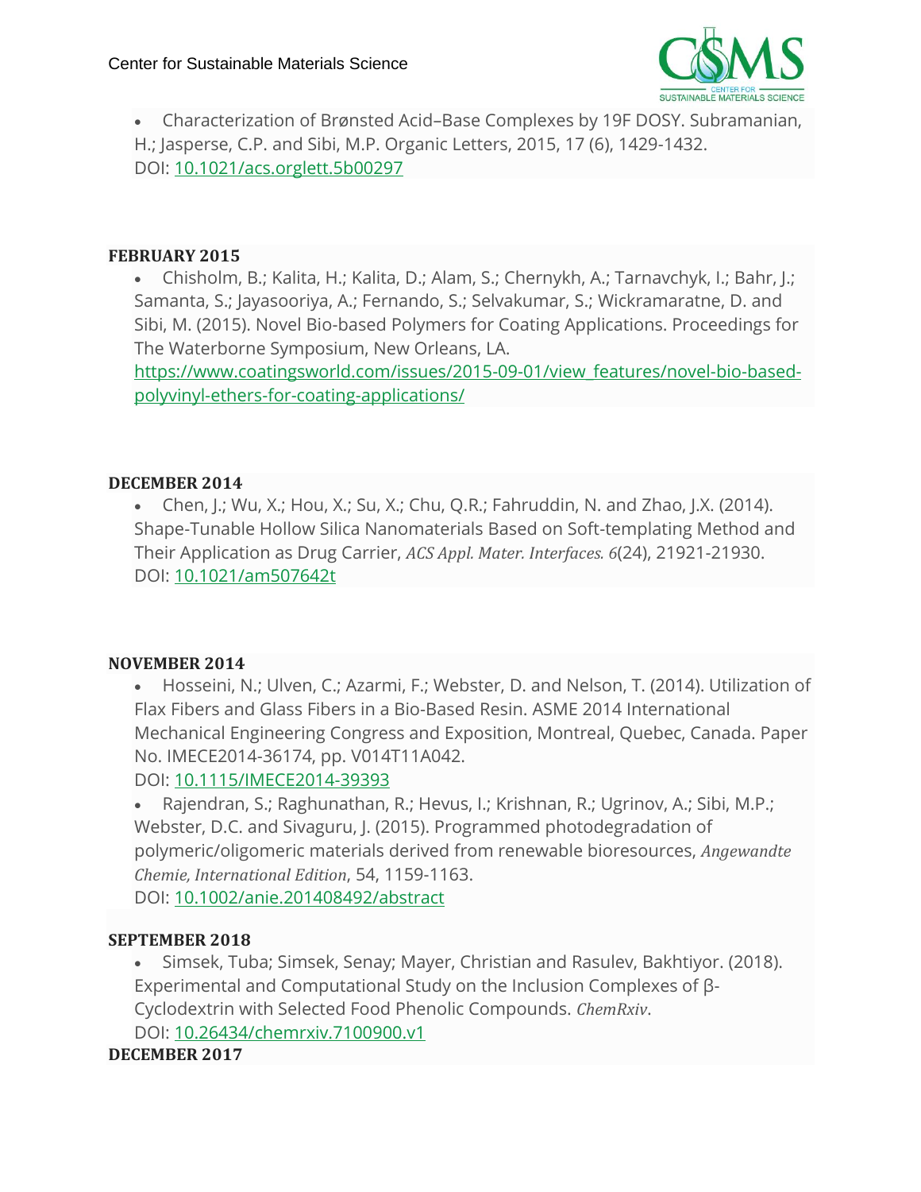- Characterization of Brønsted Acid–Base Complexes by 19F DOSY. Subramanian, H.; Jasperse, C.P. and Sibi, M.P. Organic Letters, 2015, 17 (6), 1429-1432. DOI: [10.1021/acs.orglett.5b00297](https://doi.org/10.1021/acs.orglett.5b00297)

**FEBRUARY 2015**

- Chisholm, B.; Kalita, H.; Kalita, D.; Alam, S.; Chernykh, A.; Tarnavchyk, I.; Bahr, J.; Samanta, S.; Jayasooriya, A.; Fernando, S.; Selvakumar, S.; Wickramaratne, D. and Sibi, M. (2015). Novel Bio-based Polymers for Coating Applications. Proceedings for The Waterborne Symposium, New Orleans, LA. [https://www.coatingsworld.com/issues/2015-09-01/view_features/novel-bio-based-polyvinyl-ethers-for-coating-applications/](https://www.coatingsworld.com/issues/2015-09-01/view_features/novel-bio-based-polyvinyl-ethers-for-coating-applications/)

**DECEMBER 2014**

- Chen, J.; Wu, X.; Hou, X.; Su, X.; Chu, Q.R.; Fahruddin, N. and Zhao, J.X. (2014). Shape-Tunable Hollow Silica Nanomaterials Based on Soft-templating Method and Their Application as Drug Carrier, *ACS Appl. Mater. Interfaces. 6*(24), 21921-21930. DOI: [10.1021/am507642t](https://doi.org/10.1021/am507642t)

**NOVEMBER 2014**

- Hosseini, N.; Ulven, C.; Azarmi, F.; Webster, D. and Nelson, T. (2014). Utilization of Flax Fibers and Glass Fibers in a Bio-Based Resin. ASME 2014 International Mechanical Engineering Congress and Exposition, Montreal, Quebec, Canada. Paper No. IMECE2014-36174, pp. V014T11A042. DOI: [10.1115/IMECE2014-39393](https://doi.org/10.1115/IMECE2014-39393)
- Rajendran, S.; Raghunathan, R.; Hevus, I.; Krishnan, R.; Ugrinov, A.; Sibi, M.P.; Webster, D.C. and Sivaguru, J. (2015). Programmed photodegradation of polymeric/oligomeric materials derived from renewable bioresources, *Angewandte Chemie, International Edition*, 54, 1159-1163. DOI: [10.1002/anie.201408492/abstract](https://doi.org/10.1002/anie.201408492/abstract)

**SEPTEMBER 2018**

- Simsek, Tuba; Simsek, Senay; Mayer, Christian and Rasulev, Bakhtiyor. (2018). Experimental and Computational Study on the Inclusion Complexes of β-Cyclodextrin with Selected Food Phenolic Compounds. *ChemRxiv*. DOI: [10.26434/chemrxiv.7100900.v1](https://doi.org/10.26434/chemrxiv.7100900.v1)

**DECEMBER 2017**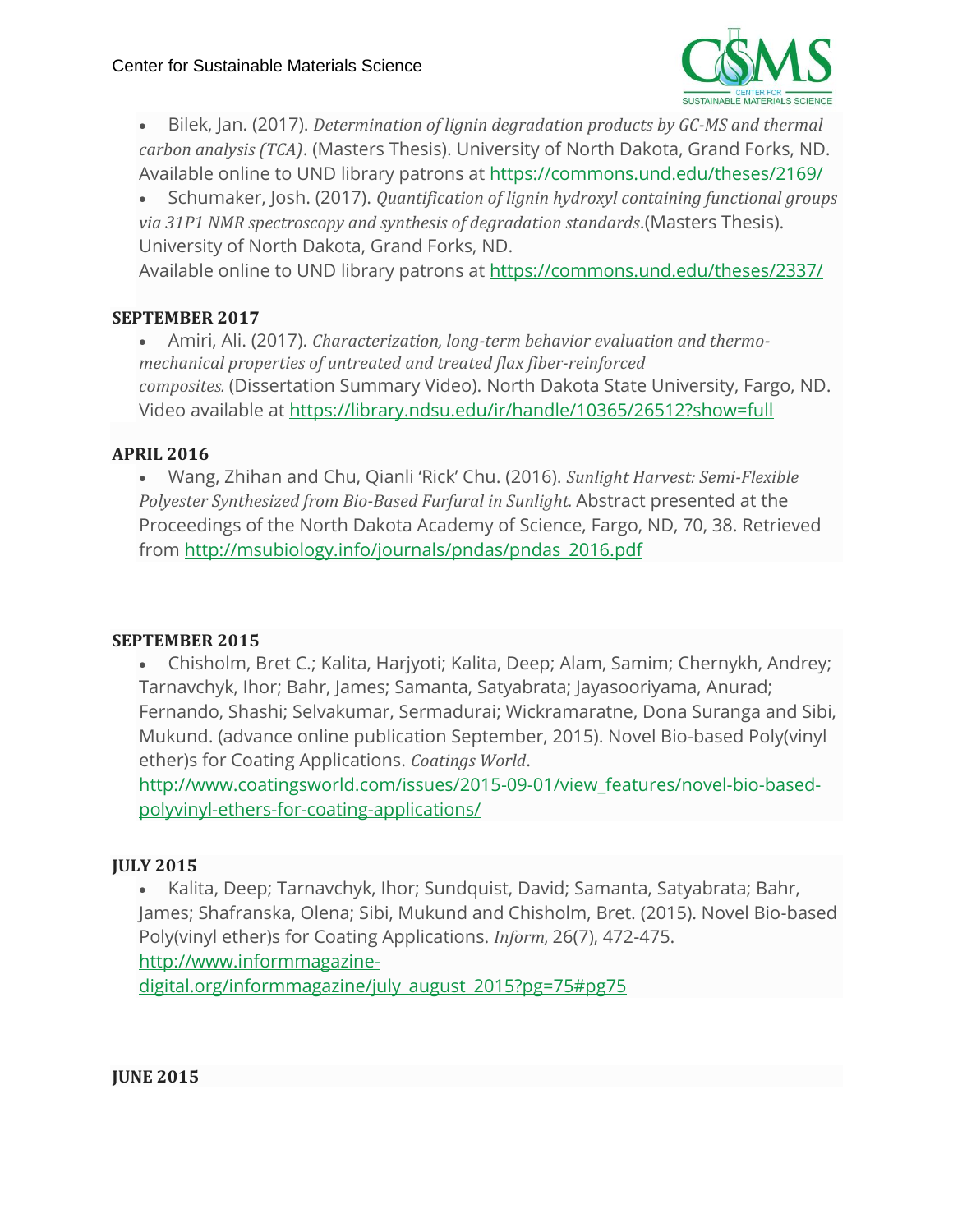- Bilek, Jan. (2017). *Determination of lignin degradation products by GC-MS and thermal carbon analysis (TCA)*. (Masters Thesis). University of North Dakota, Grand Forks, ND. Available online to UND library patrons at https://commons.und.edu/theses/2169/
- Schumaker, Josh. (2017). *Quantification of lignin hydroxyl containing functional groups via 31P1 NMR spectroscopy and synthesis of degradation standards*.(Masters Thesis). University of North Dakota, Grand Forks, ND. Available online to UND library patrons at https://commons.und.edu/theses/2337/

**SEPTEMBER 2017**

- Amiri, Ali. (2017). *Characterization, long-term behavior evaluation and thermo-mechanical properties of untreated and treated flax fiber-reinforced composites.* (Dissertation Summary Video). North Dakota State University, Fargo, ND. Video available at https://library.ndsu.edu/ir/handle/10365/26512?show=full

**APRIL 2016**

- Wang, Zhihan and Chu, Qianli 'Rick' Chu. (2016). *Sunlight Harvest: Semi-Flexible Polyester Synthesized from Bio-Based Furfural in Sunlight.* Abstract presented at the Proceedings of the North Dakota Academy of Science, Fargo, ND, 70, 38. Retrieved from http://msubiology.info/journals/pndas/pndas_2016.pdf

**SEPTEMBER 2015**

- Chisholm, Bret C.; Kalita, Harjyoti; Kalita, Deep; Alam, Samim; Chernykh, Andrey; Tarnavchyk, Ihor; Bahr, James; Samanta, Satyabrata; Jayasooriyama, Anurad; Fernando, Shashi; Selvakumar, Sermadurai; Wickramaratne, Dona Suranga and Sibi, Mukund. (advance online publication September, 2015). Novel Bio-based Poly(vinyl ether)s for Coating Applications. *Coatings World*. http://www.coatingsworld.com/issues/2015-09-01/view_features/novel-bio-based-polyvinyl-ethers-for-coating-applications/

**JULY 2015**

- Kalita, Deep; Tarnavchyk, Ihor; Sundquist, David; Samanta, Satyabrata; Bahr, James; Shafranska, Olena; Sibi, Mukund and Chisholm, Bret. (2015). Novel Bio-based Poly(vinyl ether)s for Coating Applications. *Inform,* 26(7), 472-475. http://www.informmagazine-digital.org/informmagazine/july_august_2015?pg=75#pg75

**JUNE 2015**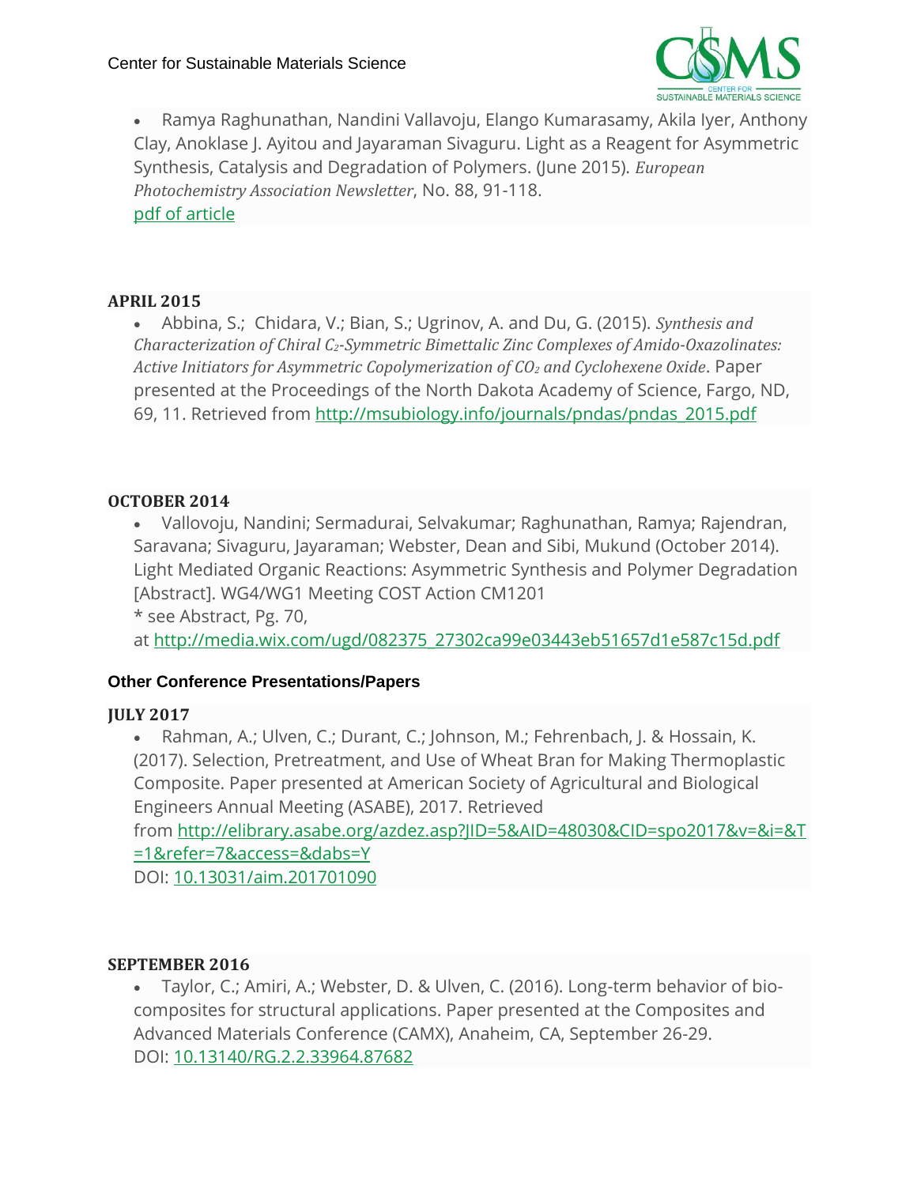- Ramya Raghunathan, Nandini Vallavoju, Elango Kumarasamy, Akila Iyer, Anthony Clay, Anoklase J. Ayitou and Jayaraman Sivaguru. Light as a Reagent for Asymmetric Synthesis, Catalysis and Degradation of Polymers. (June 2015). *European Photochemistry Association Newsletter*, No. 88, 91-118.
  [pdf of article]

**APRIL 2015**

- Abbina, S.; Chidara, V.; Bian, S.; Ugrinov, A. and Du, G. (2015). *Synthesis and Characterization of Chiral $C_2$-Symmetric Bimettalic Zinc Complexes of Amido-Oxazolinates: Active Initiators for Asymmetric Copolymerization of $CO_2$ and Cyclohexene Oxide*. Paper presented at the Proceedings of the North Dakota Academy of Science, Fargo, ND, 69, 11. Retrieved from http://msubiology.info/journals/pndas/pndas_2015.pdf

**OCTOBER 2014**

- Vallovoju, Nandini; Sermadurai, Selvakumar; Raghunathan, Ramya; Rajendran, Saravana; Sivaguru, Jayaraman; Webster, Dean and Sibi, Mukund (October 2014). Light Mediated Organic Reactions: Asymmetric Synthesis and Polymer Degradation [Abstract]. WG4/WG1 Meeting COST Action CM1201
  * see Abstract, Pg. 70,
  at http://media.wix.com/ugd/082375_27302ca99e03443eb51657d1e587c15d.pdf

### Other Conference Presentations/Papers

**JULY 2017**

- Rahman, A.; Ulven, C.; Durant, C.; Johnson, M.; Fehrenbach, J. & Hossain, K. (2017). Selection, Pretreatment, and Use of Wheat Bran for Making Thermoplastic Composite. Paper presented at American Society of Agricultural and Biological Engineers Annual Meeting (ASABE), 2017. Retrieved from http://elibrary.asabe.org/azdez.asp?JID=5&AID=48030&CID=spo2017&v=&i=&T=1&refer=7&access=&dabs=Y
  DOI: 10.13031/aim.201701090

**SEPTEMBER 2016**

- Taylor, C.; Amiri, A.; Webster, D. & Ulven, C. (2016). Long-term behavior of bio-composites for structural applications. Paper presented at the Composites and Advanced Materials Conference (CAMX), Anaheim, CA, September 26-29.
  DOI: 10.13140/RG.2.2.33964.87682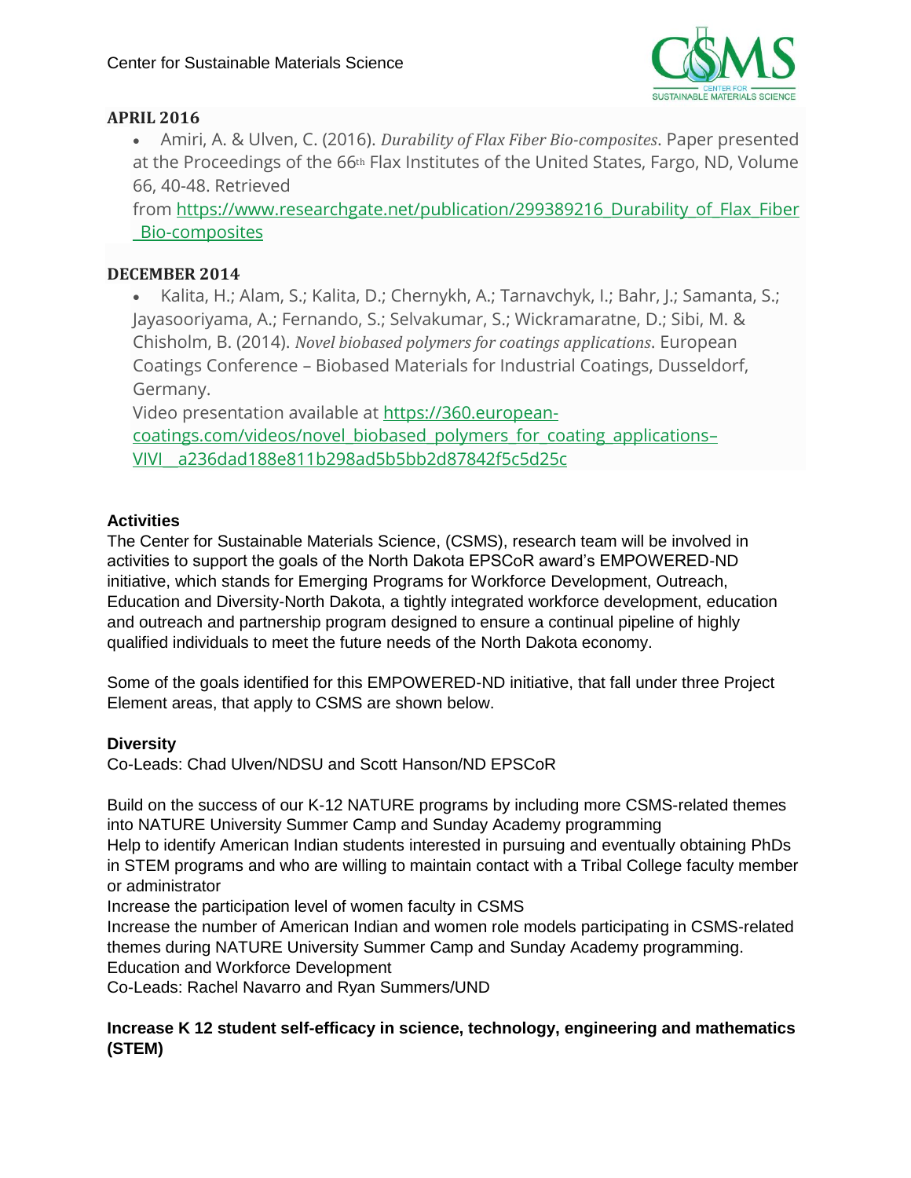## APRIL 2016

- Amiri, A. & Ulven, C. (2016). *Durability of Flax Fiber Bio-composites*. Paper presented at the Proceedings of the 66th Flax Institutes of the United States, Fargo, ND, Volume 66, 40-48. Retrieved from https://www.researchgate.net/publication/299389216_Durability_of_Flax_Fiber_Bio-composites

## DECEMBER 2014

- Kalita, H.; Alam, S.; Kalita, D.; Chernykh, A.; Tarnavchyk, I.; Bahr, J.; Samanta, S.; Jayasooriyama, A.; Fernando, S.; Selvakumar, S.; Wickramaratne, D.; Sibi, M. & Chisholm, B. (2014). *Novel biobased polymers for coatings applications*. European Coatings Conference – Biobased Materials for Industrial Coatings, Dusseldorf, Germany.
  Video presentation available at https://360.european-coatings.com/videos/novel_biobased_polymers_for_coating_applications–VIVI__a236dad188e811b298ad5b5bb2d87842f5c5d25c

**Activities**

The Center for Sustainable Materials Science, (CSMS), research team will be involved in activities to support the goals of the North Dakota EPSCoR award's EMPOWERED-ND initiative, which stands for Emerging Programs for Workforce Development, Outreach, Education and Diversity-North Dakota, a tightly integrated workforce development, education and outreach and partnership program designed to ensure a continual pipeline of highly qualified individuals to meet the future needs of the North Dakota economy.

Some of the goals identified for this EMPOWERED-ND initiative, that fall under three Project Element areas, that apply to CSMS are shown below.

**Diversity**

Co-Leads: Chad Ulven/NDSU and Scott Hanson/ND EPSCoR

Build on the success of our K-12 NATURE programs by including more CSMS-related themes into NATURE University Summer Camp and Sunday Academy programming

Help to identify American Indian students interested in pursuing and eventually obtaining PhDs in STEM programs and who are willing to maintain contact with a Tribal College faculty member or administrator

Increase the participation level of women faculty in CSMS

Increase the number of American Indian and women role models participating in CSMS-related themes during NATURE University Summer Camp and Sunday Academy programming.

Education and Workforce Development

Co-Leads: Rachel Navarro and Ryan Summers/UND

**Increase K 12 student self-efficacy in science, technology, engineering and mathematics (STEM)**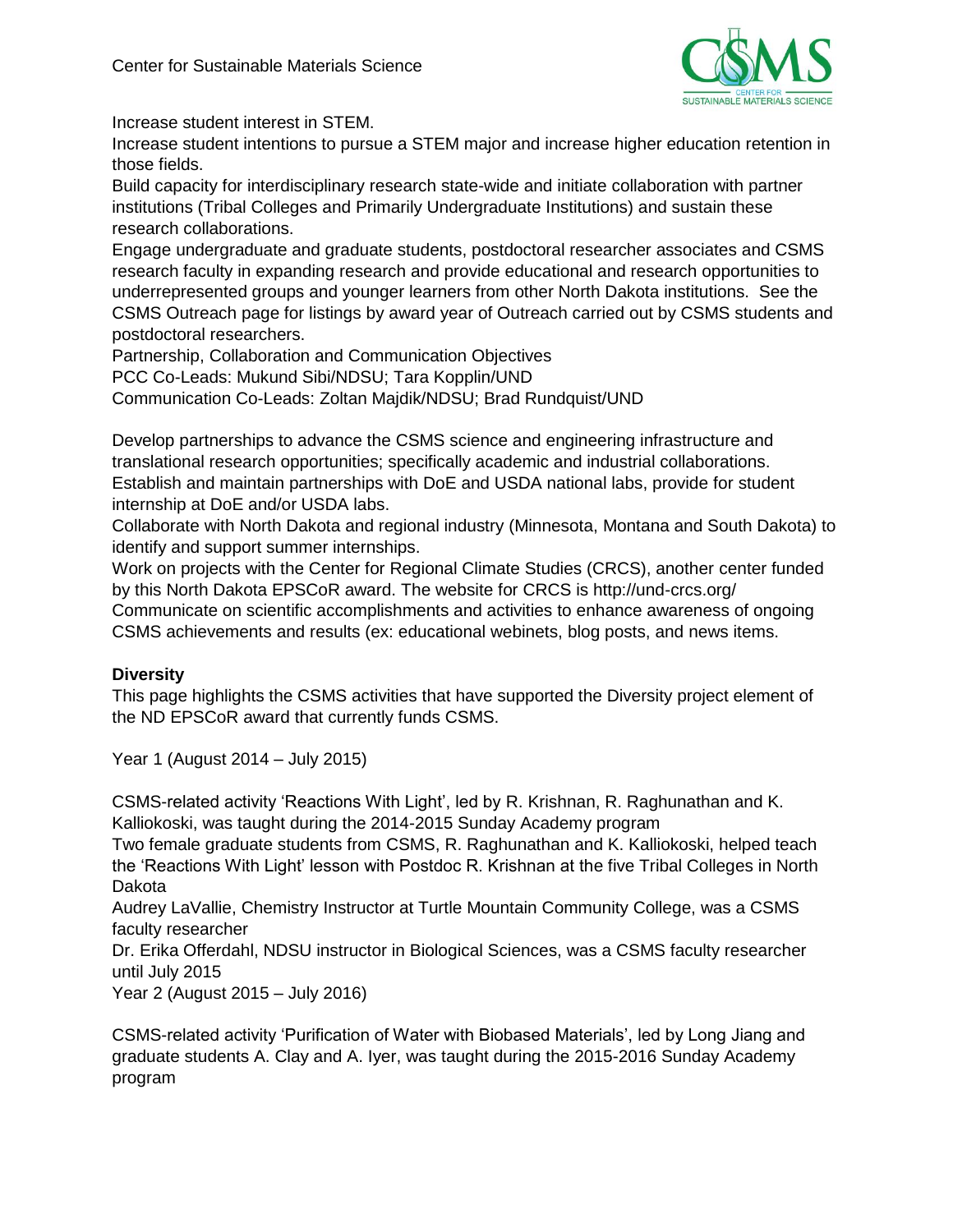Increase student interest in STEM.

Increase student intentions to pursue a STEM major and increase higher education retention in those fields.

Build capacity for interdisciplinary research state-wide and initiate collaboration with partner institutions (Tribal Colleges and Primarily Undergraduate Institutions) and sustain these research collaborations.

Engage undergraduate and graduate students, postdoctoral researcher associates and CSMS research faculty in expanding research and provide educational and research opportunities to underrepresented groups and younger learners from other North Dakota institutions. See the CSMS Outreach page for listings by award year of Outreach carried out by CSMS students and postdoctoral researchers.

Partnership, Collaboration and Communication Objectives

PCC Co-Leads: Mukund Sibi/NDSU; Tara Kopplin/UND

Communication Co-Leads: Zoltan Majdik/NDSU; Brad Rundquist/UND

Develop partnerships to advance the CSMS science and engineering infrastructure and translational research opportunities; specifically academic and industrial collaborations.

Establish and maintain partnerships with DoE and USDA national labs, provide for student internship at DoE and/or USDA labs.

Collaborate with North Dakota and regional industry (Minnesota, Montana and South Dakota) to identify and support summer internships.

Work on projects with the Center for Regional Climate Studies (CRCS), another center funded by this North Dakota EPSCoR award. The website for CRCS is http://und-crcs.org/

Communicate on scientific accomplishments and activities to enhance awareness of ongoing CSMS achievements and results (ex: educational webinets, blog posts, and news items.

**Diversity**

This page highlights the CSMS activities that have supported the Diversity project element of the ND EPSCoR award that currently funds CSMS.

Year 1 (August 2014 – July 2015)

CSMS-related activity 'Reactions With Light', led by R. Krishnan, R. Raghunathan and K. Kalliokoski, was taught during the 2014-2015 Sunday Academy program

Two female graduate students from CSMS, R. Raghunathan and K. Kalliokoski, helped teach the 'Reactions With Light' lesson with Postdoc R. Krishnan at the five Tribal Colleges in North Dakota

Audrey LaVallie, Chemistry Instructor at Turtle Mountain Community College, was a CSMS faculty researcher

Dr. Erika Offerdahl, NDSU instructor in Biological Sciences, was a CSMS faculty researcher until July 2015

Year 2 (August 2015 – July 2016)

CSMS-related activity 'Purification of Water with Biobased Materials', led by Long Jiang and graduate students A. Clay and A. Iyer, was taught during the 2015-2016 Sunday Academy program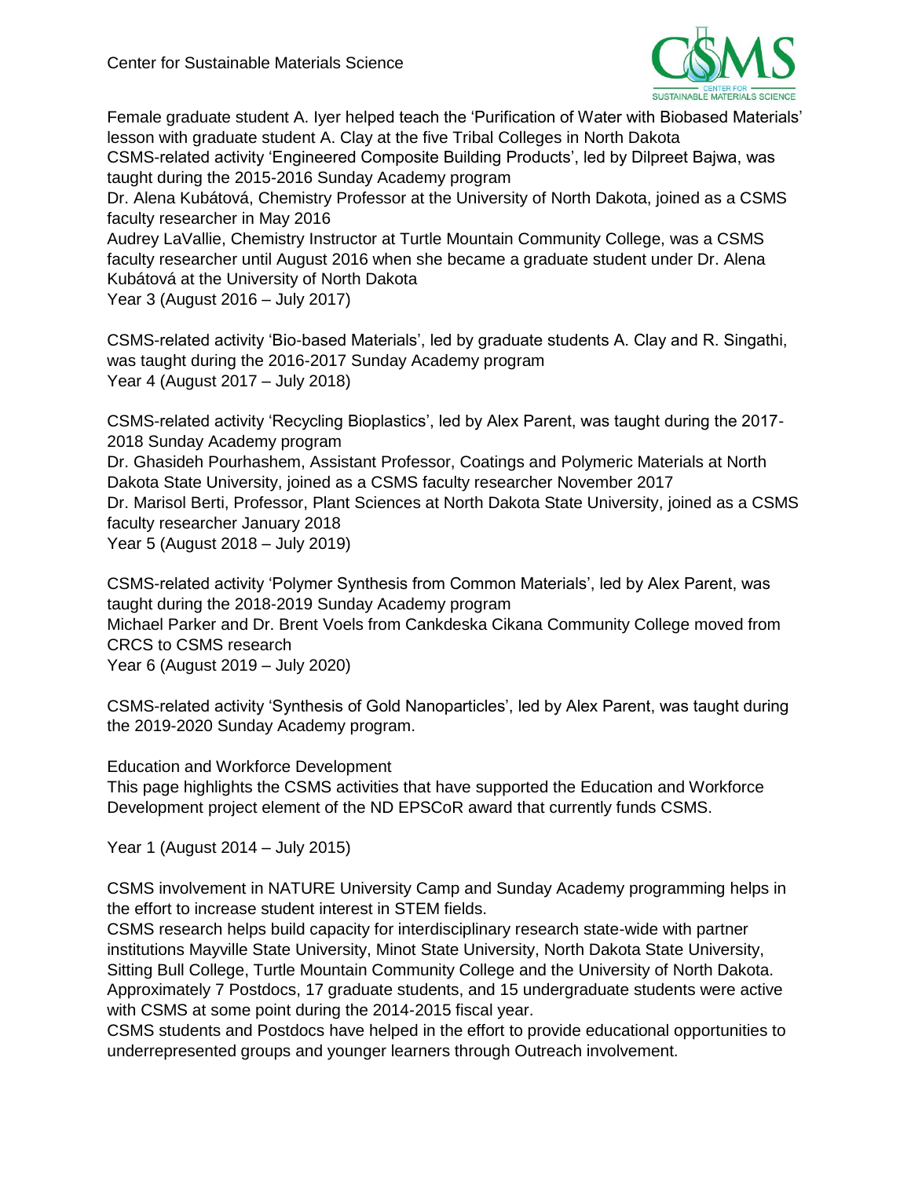Female graduate student A. Iyer helped teach the 'Purification of Water with Biobased Materials' lesson with graduate student A. Clay at the five Tribal Colleges in North Dakota

CSMS-related activity 'Engineered Composite Building Products', led by Dilpreet Bajwa, was taught during the 2015-2016 Sunday Academy program

Dr. Alena Kubátová, Chemistry Professor at the University of North Dakota, joined as a CSMS faculty researcher in May 2016

Audrey LaVallie, Chemistry Instructor at Turtle Mountain Community College, was a CSMS faculty researcher until August 2016 when she became a graduate student under Dr. Alena Kubátová at the University of North Dakota

Year 3 (August 2016 – July 2017)

CSMS-related activity 'Bio-based Materials', led by graduate students A. Clay and R. Singathi, was taught during the 2016-2017 Sunday Academy program

Year 4 (August 2017 – July 2018)

CSMS-related activity 'Recycling Bioplastics', led by Alex Parent, was taught during the 2017-2018 Sunday Academy program

Dr. Ghasideh Pourhashem, Assistant Professor, Coatings and Polymeric Materials at North Dakota State University, joined as a CSMS faculty researcher November 2017

Dr. Marisol Berti, Professor, Plant Sciences at North Dakota State University, joined as a CSMS faculty researcher January 2018

Year 5 (August 2018 – July 2019)

CSMS-related activity 'Polymer Synthesis from Common Materials', led by Alex Parent, was taught during the 2018-2019 Sunday Academy program

Michael Parker and Dr. Brent Voels from Cankdeska Cikana Community College moved from CRCS to CSMS research

Year 6 (August 2019 – July 2020)

CSMS-related activity 'Synthesis of Gold Nanoparticles', led by Alex Parent, was taught during the 2019-2020 Sunday Academy program.

Education and Workforce Development

This page highlights the CSMS activities that have supported the Education and Workforce Development project element of the ND EPSCoR award that currently funds CSMS.

Year 1 (August 2014 – July 2015)

CSMS involvement in NATURE University Camp and Sunday Academy programming helps in the effort to increase student interest in STEM fields.

CSMS research helps build capacity for interdisciplinary research state-wide with partner institutions Mayville State University, Minot State University, North Dakota State University, Sitting Bull College, Turtle Mountain Community College and the University of North Dakota.

Approximately 7 Postdocs, 17 graduate students, and 15 undergraduate students were active with CSMS at some point during the 2014-2015 fiscal year.

CSMS students and Postdocs have helped in the effort to provide educational opportunities to underrepresented groups and younger learners through Outreach involvement.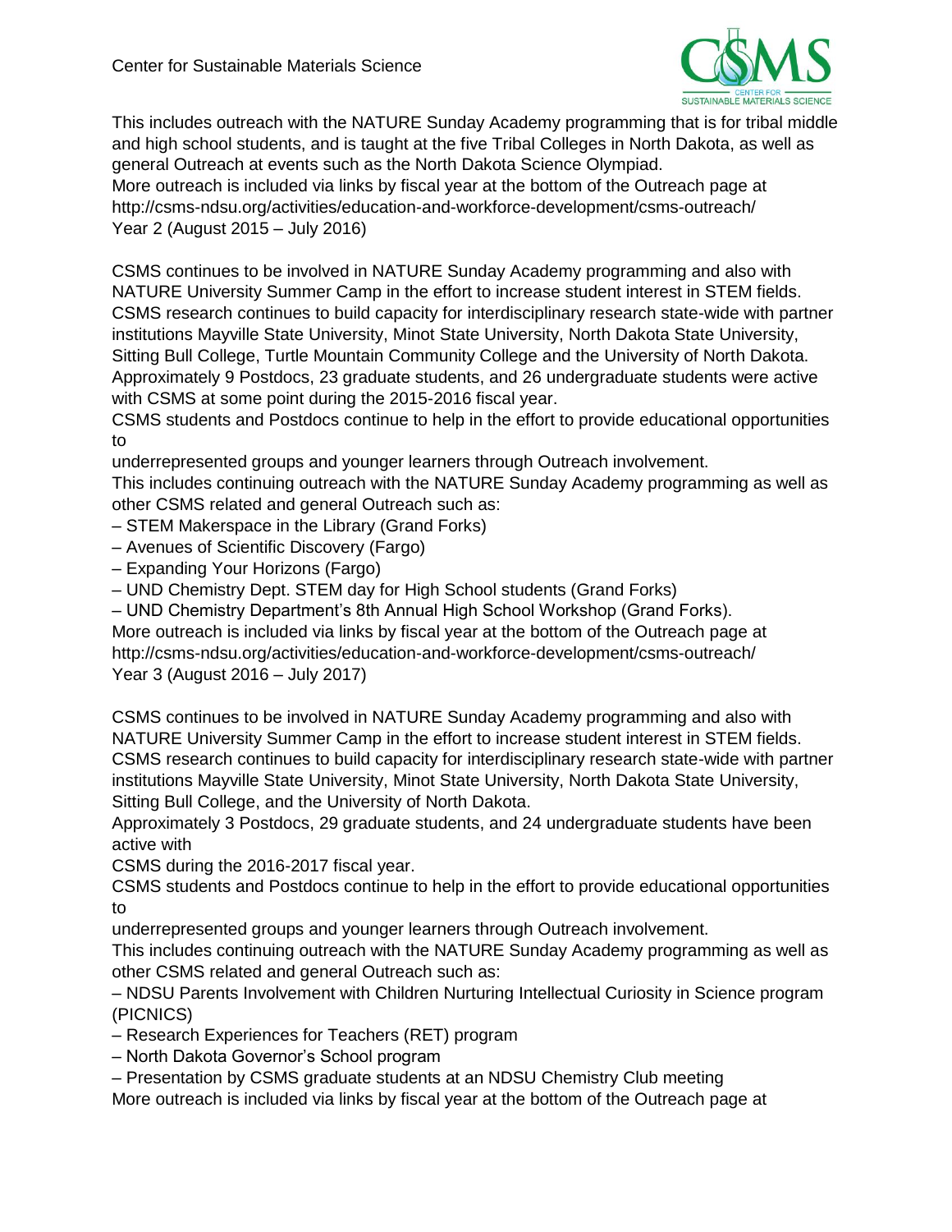This includes outreach with the NATURE Sunday Academy programming that is for tribal middle and high school students, and is taught at the five Tribal Colleges in North Dakota, as well as general Outreach at events such as the North Dakota Science Olympiad.
More outreach is included via links by fiscal year at the bottom of the Outreach page at http://csms-ndsu.org/activities/education-and-workforce-development/csms-outreach/
Year 2 (August 2015 – July 2016)

CSMS continues to be involved in NATURE Sunday Academy programming and also with NATURE University Summer Camp in the effort to increase student interest in STEM fields. CSMS research continues to build capacity for interdisciplinary research state-wide with partner institutions Mayville State University, Minot State University, North Dakota State University, Sitting Bull College, Turtle Mountain Community College and the University of North Dakota. Approximately 9 Postdocs, 23 graduate students, and 26 undergraduate students were active with CSMS at some point during the 2015-2016 fiscal year.
CSMS students and Postdocs continue to help in the effort to provide educational opportunities to
underrepresented groups and younger learners through Outreach involvement.
This includes continuing outreach with the NATURE Sunday Academy programming as well as other CSMS related and general Outreach such as:

– STEM Makerspace in the Library (Grand Forks)
– Avenues of Scientific Discovery (Fargo)
– Expanding Your Horizons (Fargo)
– UND Chemistry Dept. STEM day for High School students (Grand Forks)
– UND Chemistry Department's 8th Annual High School Workshop (Grand Forks).

More outreach is included via links by fiscal year at the bottom of the Outreach page at http://csms-ndsu.org/activities/education-and-workforce-development/csms-outreach/
Year 3 (August 2016 – July 2017)

CSMS continues to be involved in NATURE Sunday Academy programming and also with NATURE University Summer Camp in the effort to increase student interest in STEM fields. CSMS research continues to build capacity for interdisciplinary research state-wide with partner institutions Mayville State University, Minot State University, North Dakota State University, Sitting Bull College, and the University of North Dakota.
Approximately 3 Postdocs, 29 graduate students, and 24 undergraduate students have been active with
CSMS during the 2016-2017 fiscal year.
CSMS students and Postdocs continue to help in the effort to provide educational opportunities to
underrepresented groups and younger learners through Outreach involvement.
This includes continuing outreach with the NATURE Sunday Academy programming as well as other CSMS related and general Outreach such as:

– NDSU Parents Involvement with Children Nurturing Intellectual Curiosity in Science program (PICNICS)
– Research Experiences for Teachers (RET) program
– North Dakota Governor's School program
– Presentation by CSMS graduate students at an NDSU Chemistry Club meeting

More outreach is included via links by fiscal year at the bottom of the Outreach page at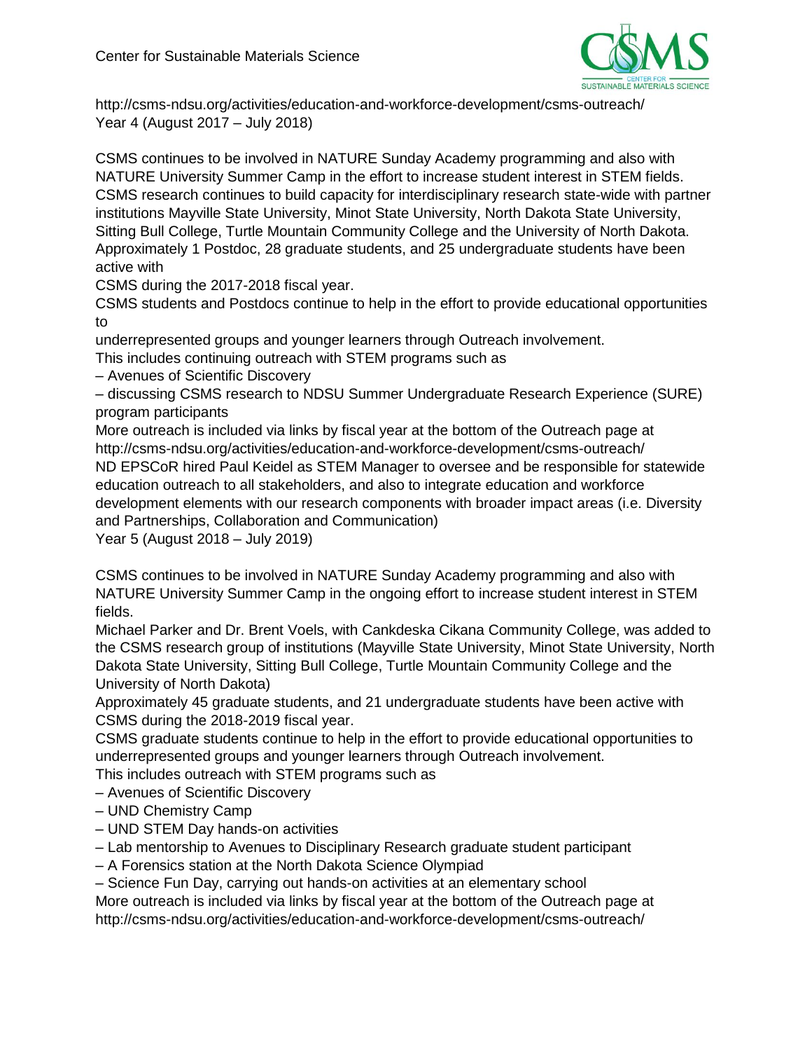http://csms-ndsu.org/activities/education-and-workforce-development/csms-outreach/
Year 4 (August 2017 – July 2018)

CSMS continues to be involved in NATURE Sunday Academy programming and also with NATURE University Summer Camp in the effort to increase student interest in STEM fields. CSMS research continues to build capacity for interdisciplinary research state-wide with partner institutions Mayville State University, Minot State University, North Dakota State University, Sitting Bull College, Turtle Mountain Community College and the University of North Dakota. Approximately 1 Postdoc, 28 graduate students, and 25 undergraduate students have been active with
CSMS during the 2017-2018 fiscal year.
CSMS students and Postdocs continue to help in the effort to provide educational opportunities to
underrepresented groups and younger learners through Outreach involvement.
This includes continuing outreach with STEM programs such as
– Avenues of Scientific Discovery
– discussing CSMS research to NDSU Summer Undergraduate Research Experience (SURE) program participants
More outreach is included via links by fiscal year at the bottom of the Outreach page at http://csms-ndsu.org/activities/education-and-workforce-development/csms-outreach/
ND EPSCoR hired Paul Keidel as STEM Manager to oversee and be responsible for statewide education outreach to all stakeholders, and also to integrate education and workforce development elements with our research components with broader impact areas (i.e. Diversity and Partnerships, Collaboration and Communication)
Year 5 (August 2018 – July 2019)

CSMS continues to be involved in NATURE Sunday Academy programming and also with NATURE University Summer Camp in the ongoing effort to increase student interest in STEM fields.
Michael Parker and Dr. Brent Voels, with Cankdeska Cikana Community College, was added to the CSMS research group of institutions (Mayville State University, Minot State University, North Dakota State University, Sitting Bull College, Turtle Mountain Community College and the University of North Dakota)
Approximately 45 graduate students, and 21 undergraduate students have been active with CSMS during the 2018-2019 fiscal year.
CSMS graduate students continue to help in the effort to provide educational opportunities to underrepresented groups and younger learners through Outreach involvement.
This includes outreach with STEM programs such as
– Avenues of Scientific Discovery
– UND Chemistry Camp
– UND STEM Day hands-on activities
– Lab mentorship to Avenues to Disciplinary Research graduate student participant
– A Forensics station at the North Dakota Science Olympiad
– Science Fun Day, carrying out hands-on activities at an elementary school
More outreach is included via links by fiscal year at the bottom of the Outreach page at http://csms-ndsu.org/activities/education-and-workforce-development/csms-outreach/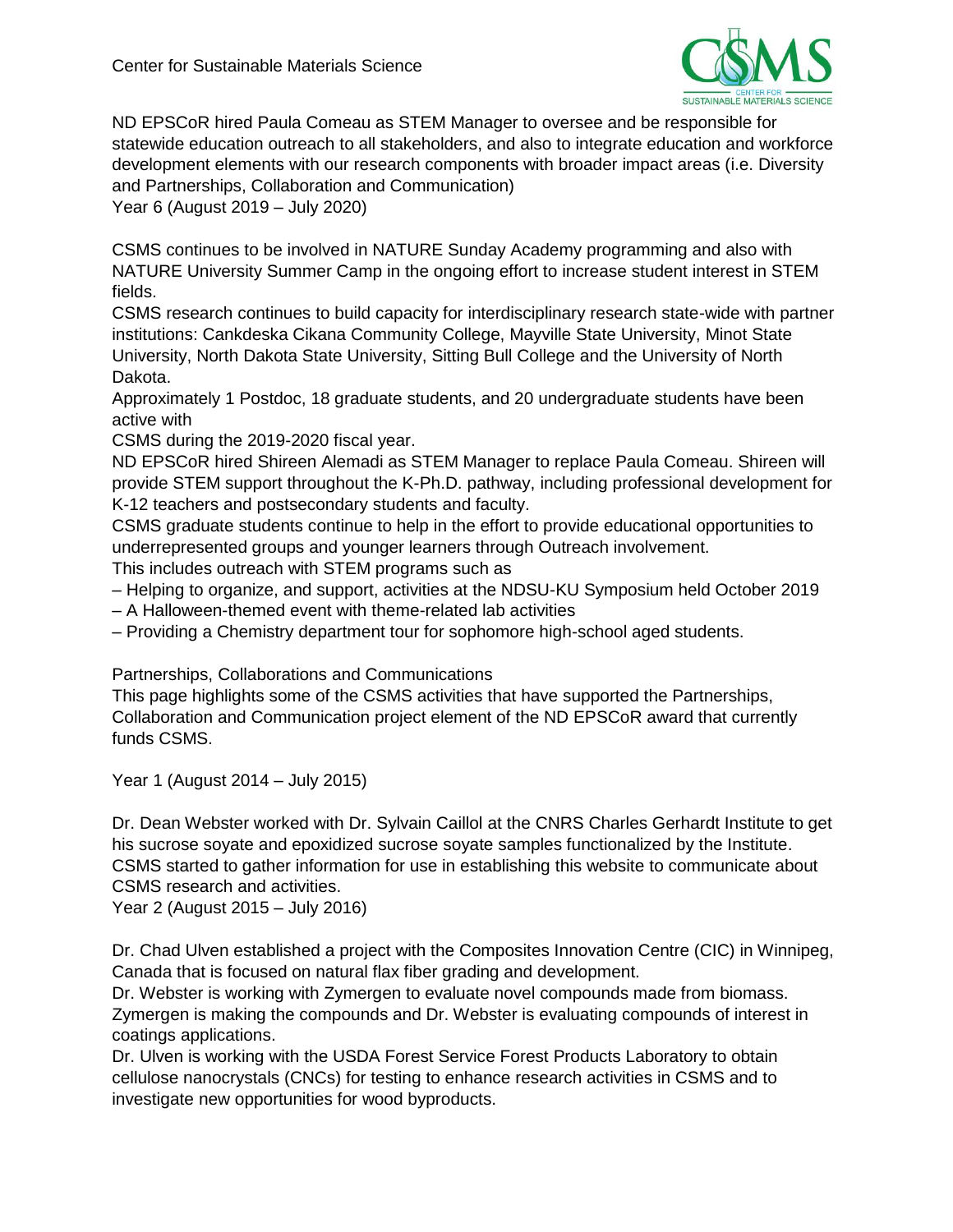ND EPSCoR hired Paula Comeau as STEM Manager to oversee and be responsible for statewide education outreach to all stakeholders, and also to integrate education and workforce development elements with our research components with broader impact areas (i.e. Diversity and Partnerships, Collaboration and Communication)

Year 6 (August 2019 – July 2020)

CSMS continues to be involved in NATURE Sunday Academy programming and also with NATURE University Summer Camp in the ongoing effort to increase student interest in STEM fields.

CSMS research continues to build capacity for interdisciplinary research state-wide with partner institutions: Cankdeska Cikana Community College, Mayville State University, Minot State University, North Dakota State University, Sitting Bull College and the University of North Dakota.

Approximately 1 Postdoc, 18 graduate students, and 20 undergraduate students have been active with CSMS during the 2019-2020 fiscal year.

ND EPSCoR hired Shireen Alemadi as STEM Manager to replace Paula Comeau. Shireen will provide STEM support throughout the K-Ph.D. pathway, including professional development for K-12 teachers and postsecondary students and faculty.

CSMS graduate students continue to help in the effort to provide educational opportunities to underrepresented groups and younger learners through Outreach involvement.

This includes outreach with STEM programs such as

– Helping to organize, and support, activities at the NDSU-KU Symposium held October 2019

– A Halloween-themed event with theme-related lab activities

– Providing a Chemistry department tour for sophomore high-school aged students.

## Partnerships, Collaborations and Communications

This page highlights some of the CSMS activities that have supported the Partnerships, Collaboration and Communication project element of the ND EPSCoR award that currently funds CSMS.

Year 1 (August 2014 – July 2015)

Dr. Dean Webster worked with Dr. Sylvain Caillol at the CNRS Charles Gerhardt Institute to get his sucrose soyate and epoxidized sucrose soyate samples functionalized by the Institute.

CSMS started to gather information for use in establishing this website to communicate about CSMS research and activities.

Year 2 (August 2015 – July 2016)

Dr. Chad Ulven established a project with the Composites Innovation Centre (CIC) in Winnipeg, Canada that is focused on natural flax fiber grading and development.

Dr. Webster is working with Zymergen to evaluate novel compounds made from biomass. Zymergen is making the compounds and Dr. Webster is evaluating compounds of interest in coatings applications.

Dr. Ulven is working with the USDA Forest Service Forest Products Laboratory to obtain cellulose nanocrystals (CNCs) for testing to enhance research activities in CSMS and to investigate new opportunities for wood byproducts.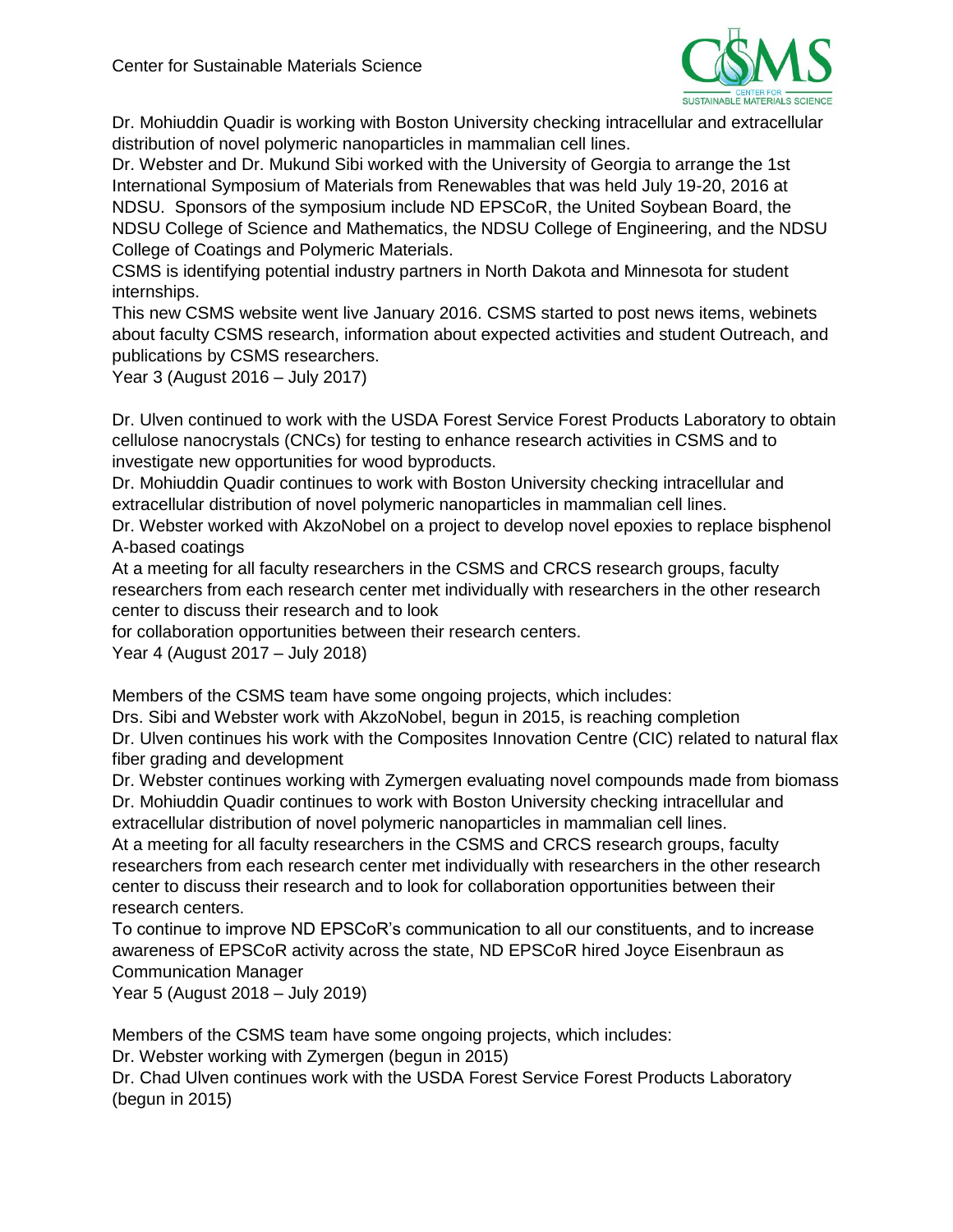Dr. Mohiuddin Quadir is working with Boston University checking intracellular and extracellular distribution of novel polymeric nanoparticles in mammalian cell lines.

Dr. Webster and Dr. Mukund Sibi worked with the University of Georgia to arrange the 1st International Symposium of Materials from Renewables that was held July 19-20, 2016 at NDSU. Sponsors of the symposium include ND EPSCoR, the United Soybean Board, the NDSU College of Science and Mathematics, the NDSU College of Engineering, and the NDSU College of Coatings and Polymeric Materials.

CSMS is identifying potential industry partners in North Dakota and Minnesota for student internships.

This new CSMS website went live January 2016. CSMS started to post news items, webinets about faculty CSMS research, information about expected activities and student Outreach, and publications by CSMS researchers.

Year 3 (August 2016 – July 2017)

Dr. Ulven continued to work with the USDA Forest Service Forest Products Laboratory to obtain cellulose nanocrystals (CNCs) for testing to enhance research activities in CSMS and to investigate new opportunities for wood byproducts.

Dr. Mohiuddin Quadir continues to work with Boston University checking intracellular and extracellular distribution of novel polymeric nanoparticles in mammalian cell lines.

Dr. Webster worked with AkzoNobel on a project to develop novel epoxies to replace bisphenol A-based coatings

At a meeting for all faculty researchers in the CSMS and CRCS research groups, faculty researchers from each research center met individually with researchers in the other research center to discuss their research and to look for collaboration opportunities between their research centers.

Year 4 (August 2017 – July 2018)

Members of the CSMS team have some ongoing projects, which includes:

Drs. Sibi and Webster work with AkzoNobel, begun in 2015, is reaching completion

Dr. Ulven continues his work with the Composites Innovation Centre (CIC) related to natural flax fiber grading and development

Dr. Webster continues working with Zymergen evaluating novel compounds made from biomass

Dr. Mohiuddin Quadir continues to work with Boston University checking intracellular and extracellular distribution of novel polymeric nanoparticles in mammalian cell lines.

At a meeting for all faculty researchers in the CSMS and CRCS research groups, faculty researchers from each research center met individually with researchers in the other research center to discuss their research and to look for collaboration opportunities between their research centers.

To continue to improve ND EPSCoR's communication to all our constituents, and to increase awareness of EPSCoR activity across the state, ND EPSCoR hired Joyce Eisenbraun as Communication Manager

Year 5 (August 2018 – July 2019)

Members of the CSMS team have some ongoing projects, which includes:

Dr. Webster working with Zymergen (begun in 2015)

Dr. Chad Ulven continues work with the USDA Forest Service Forest Products Laboratory (begun in 2015)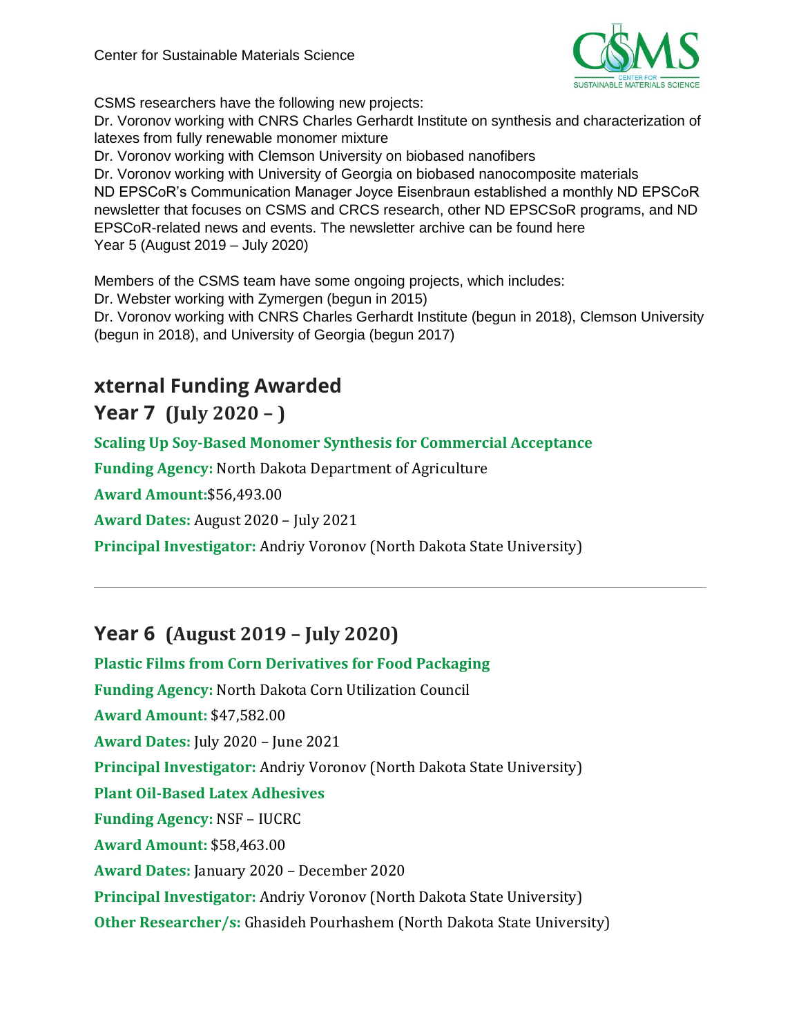CSMS researchers have the following new projects:

Dr. Voronov working with CNRS Charles Gerhardt Institute on synthesis and characterization of latexes from fully renewable monomer mixture

Dr. Voronov working with Clemson University on biobased nanofibers

Dr. Voronov working with University of Georgia on biobased nanocomposite materials

ND EPSCoR's Communication Manager Joyce Eisenbraun established a monthly ND EPSCoR newsletter that focuses on CSMS and CRCS research, other ND EPSCSoR programs, and ND EPSCoR-related news and events. The newsletter archive can be found here

Year 5 (August 2019 – July 2020)

Members of the CSMS team have some ongoing projects, which includes:

Dr. Webster working with Zymergen (begun in 2015)

Dr. Voronov working with CNRS Charles Gerhardt Institute (begun in 2018), Clemson University (begun in 2018), and University of Georgia (begun 2017)

## xternal Funding Awarded

## Year 7 (July 2020 – )

**Scaling Up Soy-Based Monomer Synthesis for Commercial Acceptance**

**Funding Agency:** North Dakota Department of Agriculture

**Award Amount:**$56,493.00

**Award Dates:** August 2020 – July 2021

**Principal Investigator:** Andriy Voronov (North Dakota State University)

---

## Year 6 (August 2019 – July 2020)

**Plastic Films from Corn Derivatives for Food Packaging**

**Funding Agency:** North Dakota Corn Utilization Council

**Award Amount:** $47,582.00

**Award Dates:** July 2020 – June 2021

**Principal Investigator:** Andriy Voronov (North Dakota State University)

**Plant Oil-Based Latex Adhesives**

**Funding Agency:** NSF – IUCRC

**Award Amount:** $58,463.00

**Award Dates:** January 2020 – December 2020

**Principal Investigator:** Andriy Voronov (North Dakota State University)

**Other Researcher/s:** Ghasideh Pourhashem (North Dakota State University)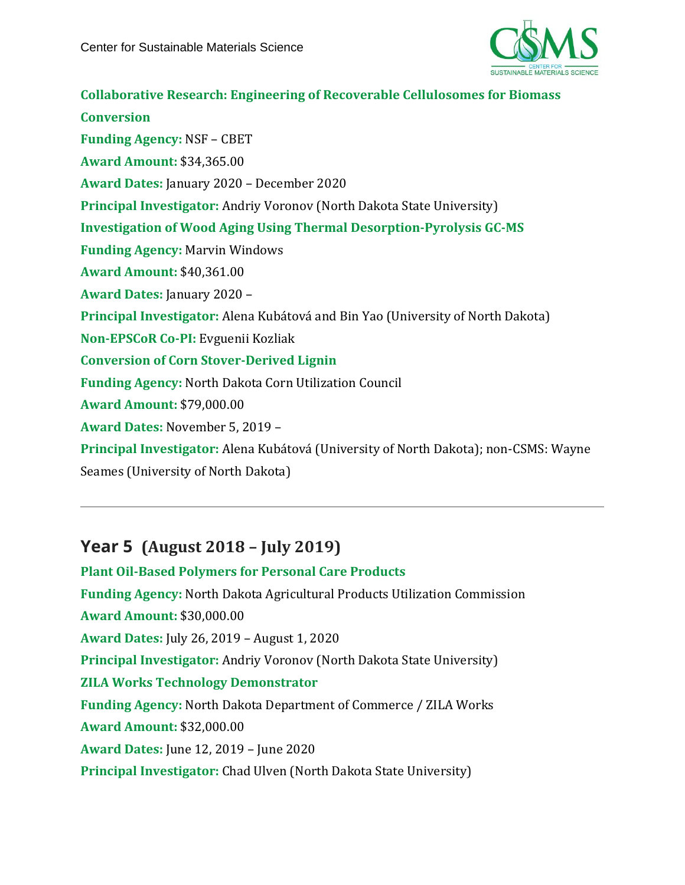**Collaborative Research: Engineering of Recoverable Cellulosomes for Biomass Conversion**

**Funding Agency:** NSF – CBET

**Award Amount:** $34,365.00

**Award Dates:** January 2020 – December 2020

**Principal Investigator:** Andriy Voronov (North Dakota State University)

**Investigation of Wood Aging Using Thermal Desorption-Pyrolysis GC-MS**

**Funding Agency:** Marvin Windows

**Award Amount:** $40,361.00

**Award Dates:** January 2020 –

**Principal Investigator:** Alena Kubátová and Bin Yao (University of North Dakota)

**Non-EPSCoR Co-PI:** Evguenii Kozliak

**Conversion of Corn Stover-Derived Lignin**

**Funding Agency:** North Dakota Corn Utilization Council

**Award Amount:** $79,000.00

**Award Dates:** November 5, 2019 –

**Principal Investigator:** Alena Kubátová (University of North Dakota); non-CSMS: Wayne Seames (University of North Dakota)

---

## Year 5 (August 2018 – July 2019)

**Plant Oil-Based Polymers for Personal Care Products**

**Funding Agency:** North Dakota Agricultural Products Utilization Commission

**Award Amount:** $30,000.00

**Award Dates:** July 26, 2019 – August 1, 2020

**Principal Investigator:** Andriy Voronov (North Dakota State University)

**ZILA Works Technology Demonstrator**

**Funding Agency:** North Dakota Department of Commerce / ZILA Works

**Award Amount:** $32,000.00

**Award Dates:** June 12, 2019 – June 2020

**Principal Investigator:** Chad Ulven (North Dakota State University)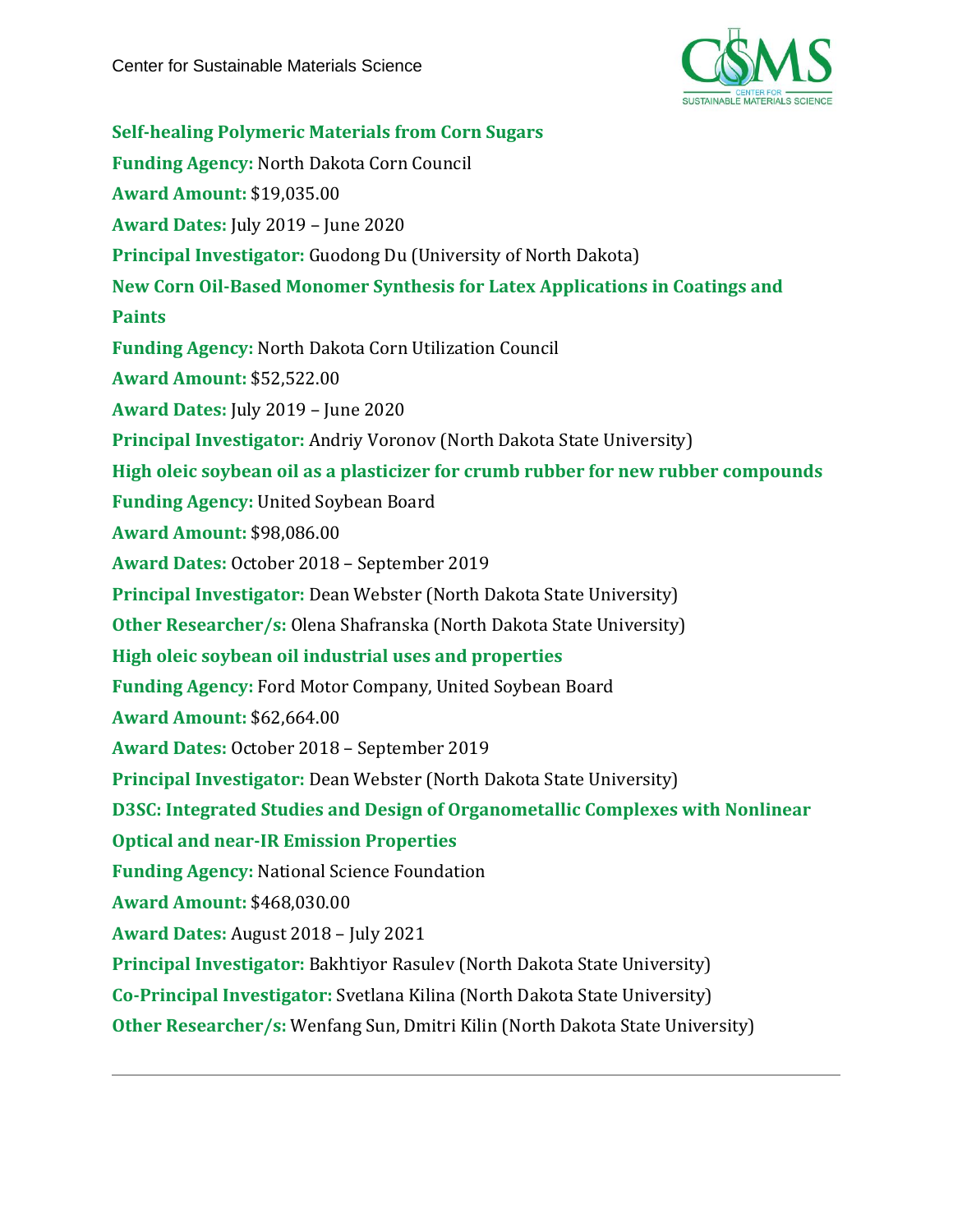**Self-healing Polymeric Materials from Corn Sugars**

**Funding Agency:** North Dakota Corn Council

**Award Amount:** $19,035.00

**Award Dates:** July 2019 – June 2020

**Principal Investigator:** Guodong Du (University of North Dakota)

**New Corn Oil-Based Monomer Synthesis for Latex Applications in Coatings and Paints**

**Funding Agency:** North Dakota Corn Utilization Council

**Award Amount:** $52,522.00

**Award Dates:** July 2019 – June 2020

**Principal Investigator:** Andriy Voronov (North Dakota State University)

**High oleic soybean oil as a plasticizer for crumb rubber for new rubber compounds**

**Funding Agency:** United Soybean Board

**Award Amount:** $98,086.00

**Award Dates:** October 2018 – September 2019

**Principal Investigator:** Dean Webster (North Dakota State University)

**Other Researcher/s:** Olena Shafranska (North Dakota State University)

**High oleic soybean oil industrial uses and properties**

**Funding Agency:** Ford Motor Company, United Soybean Board

**Award Amount:** $62,664.00

**Award Dates:** October 2018 – September 2019

**Principal Investigator:** Dean Webster (North Dakota State University)

**D3SC: Integrated Studies and Design of Organometallic Complexes with Nonlinear Optical and near-IR Emission Properties**

**Funding Agency:** National Science Foundation

**Award Amount:** $468,030.00

**Award Dates:** August 2018 – July 2021

**Principal Investigator:** Bakhtiyor Rasulev (North Dakota State University)

**Co-Principal Investigator:** Svetlana Kilina (North Dakota State University)

**Other Researcher/s:** Wenfang Sun, Dmitri Kilin (North Dakota State University)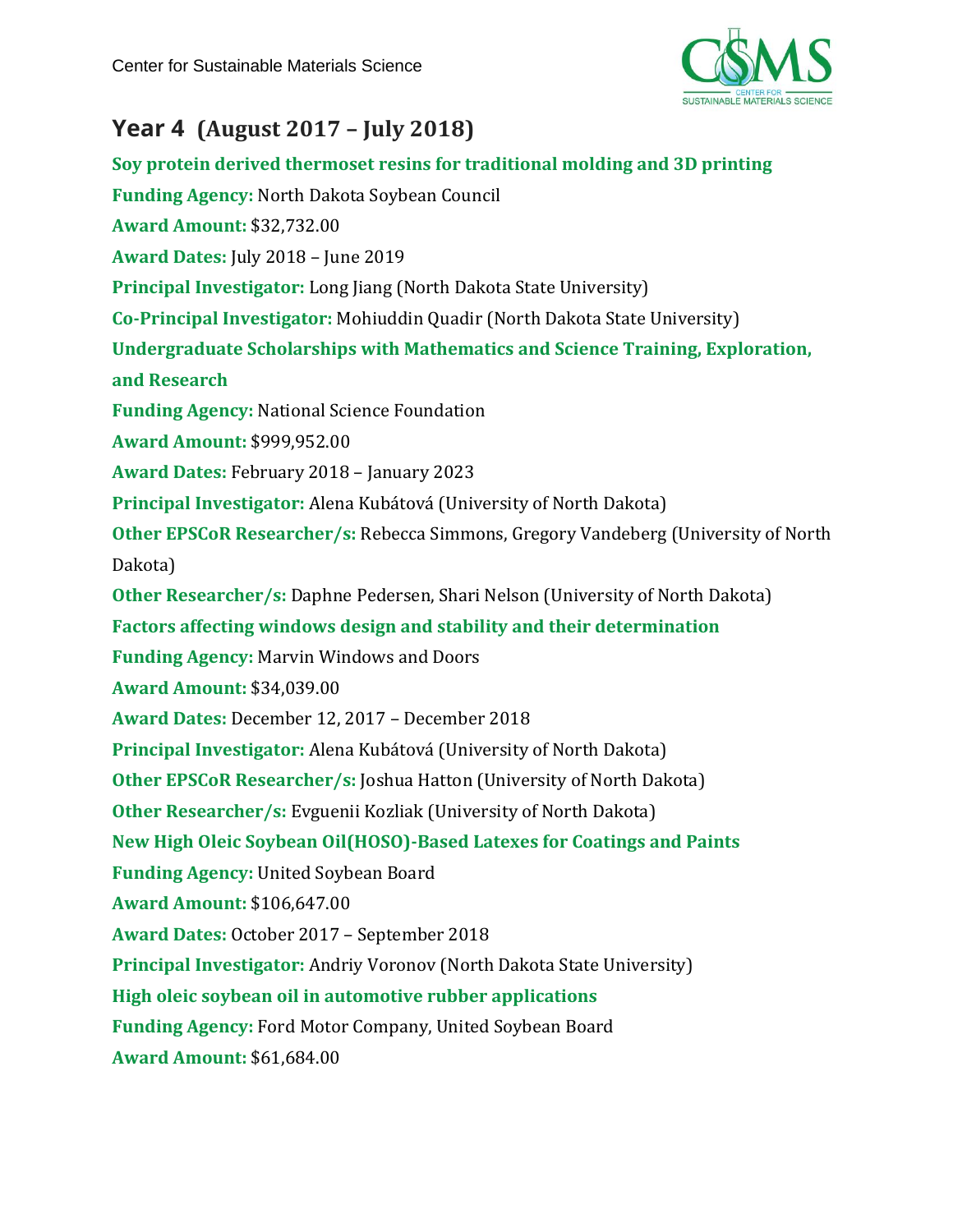## Year 4 (August 2017 – July 2018)

**Soy protein derived thermoset resins for traditional molding and 3D printing**

**Funding Agency:** North Dakota Soybean Council

**Award Amount:** $32,732.00

**Award Dates:** July 2018 – June 2019

**Principal Investigator:** Long Jiang (North Dakota State University)

**Co-Principal Investigator:** Mohiuddin Quadir (North Dakota State University)

**Undergraduate Scholarships with Mathematics and Science Training, Exploration, and Research**

**Funding Agency:** National Science Foundation

**Award Amount:** $999,952.00

**Award Dates:** February 2018 – January 2023

**Principal Investigator:** Alena Kubátová (University of North Dakota)

**Other EPSCoR Researcher/s:** Rebecca Simmons, Gregory Vandeberg (University of North Dakota)

**Other Researcher/s:** Daphne Pedersen, Shari Nelson (University of North Dakota)

**Factors affecting windows design and stability and their determination**

**Funding Agency:** Marvin Windows and Doors

**Award Amount:** $34,039.00

**Award Dates:** December 12, 2017 – December 2018

**Principal Investigator:** Alena Kubátová (University of North Dakota)

**Other EPSCoR Researcher/s:** Joshua Hatton (University of North Dakota)

**Other Researcher/s:** Evguenii Kozliak (University of North Dakota)

**New High Oleic Soybean Oil(HOSO)-Based Latexes for Coatings and Paints**

**Funding Agency:** United Soybean Board

**Award Amount:** $106,647.00

**Award Dates:** October 2017 – September 2018

**Principal Investigator:** Andriy Voronov (North Dakota State University)

**High oleic soybean oil in automotive rubber applications**

**Funding Agency:** Ford Motor Company, United Soybean Board

**Award Amount:** $61,684.00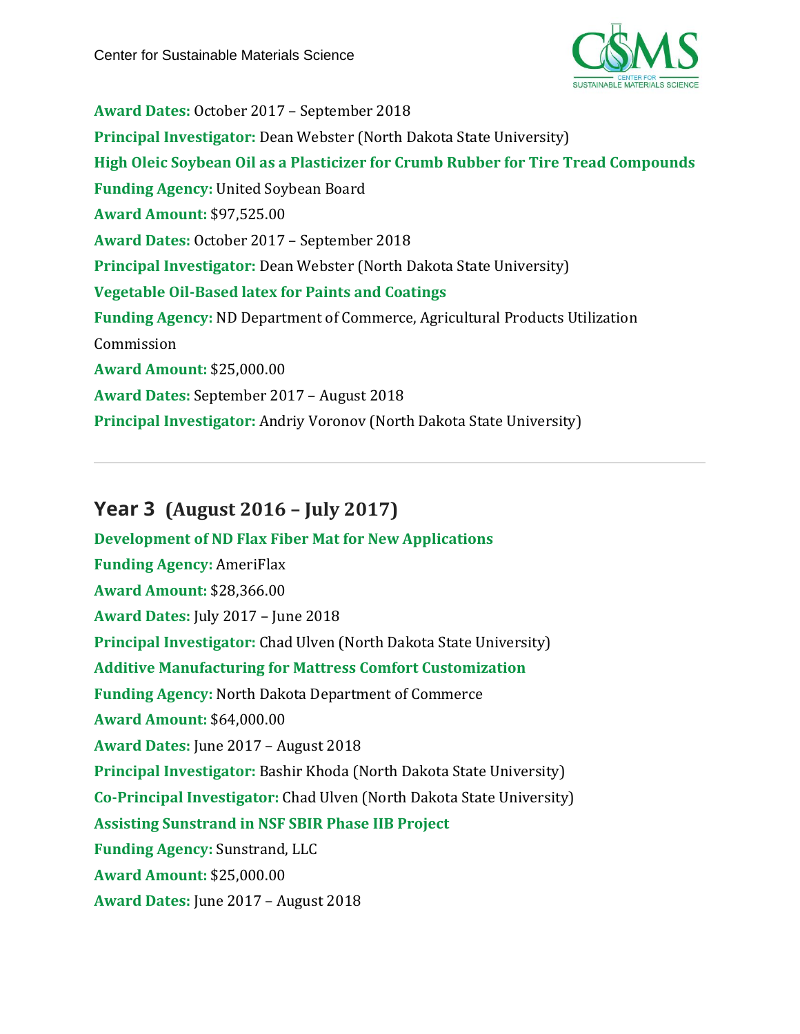**Award Dates:** October 2017 – September 2018

**Principal Investigator:** Dean Webster (North Dakota State University)

**High Oleic Soybean Oil as a Plasticizer for Crumb Rubber for Tire Tread Compounds**

**Funding Agency:** United Soybean Board

**Award Amount:** $97,525.00

**Award Dates:** October 2017 – September 2018

**Principal Investigator:** Dean Webster (North Dakota State University)

**Vegetable Oil-Based latex for Paints and Coatings**

**Funding Agency:** ND Department of Commerce, Agricultural Products Utilization Commission

**Award Amount:** $25,000.00

**Award Dates:** September 2017 – August 2018

**Principal Investigator:** Andriy Voronov (North Dakota State University)

---

## Year 3 (August 2016 – July 2017)

**Development of ND Flax Fiber Mat for New Applications**

**Funding Agency:** AmeriFlax

**Award Amount:** $28,366.00

**Award Dates:** July 2017 – June 2018

**Principal Investigator:** Chad Ulven (North Dakota State University)

**Additive Manufacturing for Mattress Comfort Customization**

**Funding Agency:** North Dakota Department of Commerce

**Award Amount:** $64,000.00

**Award Dates:** June 2017 – August 2018

**Principal Investigator:** Bashir Khoda (North Dakota State University)

**Co-Principal Investigator:** Chad Ulven (North Dakota State University)

**Assisting Sunstrand in NSF SBIR Phase IIB Project**

**Funding Agency:** Sunstrand, LLC

**Award Amount:** $25,000.00

**Award Dates:** June 2017 – August 2018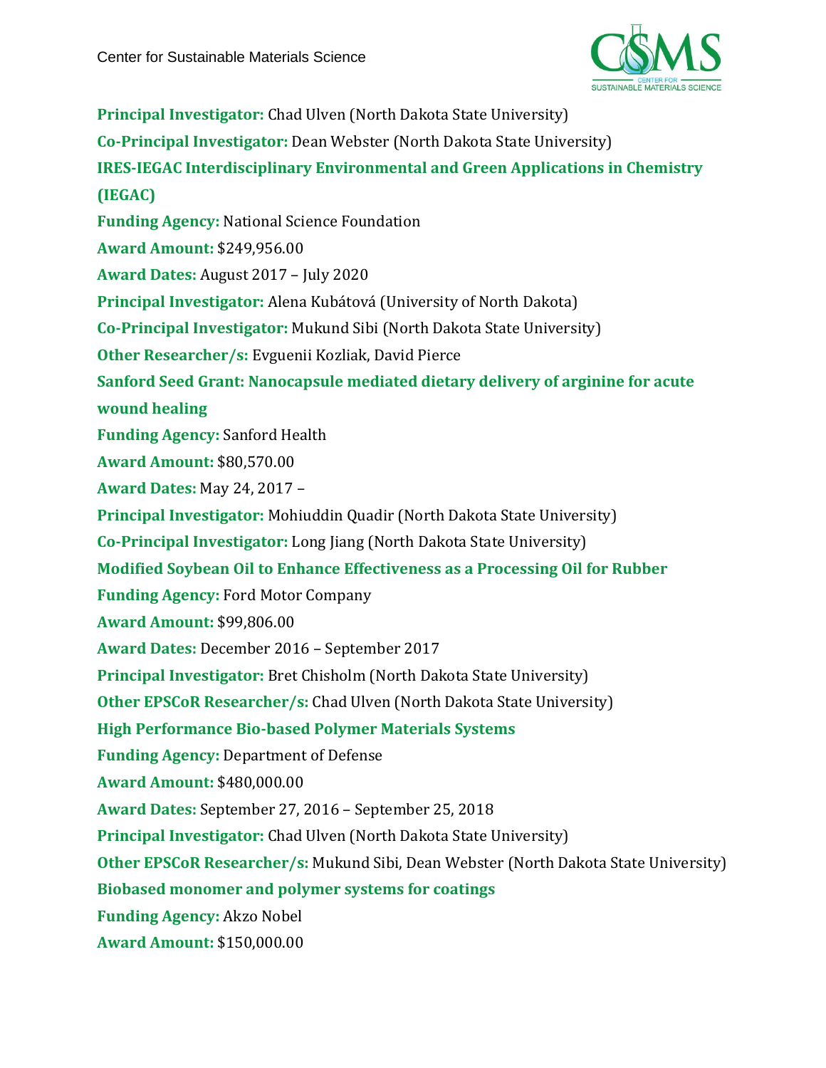**Principal Investigator:** Chad Ulven (North Dakota State University)

**Co-Principal Investigator:** Dean Webster (North Dakota State University)

**IRES-IEGAC Interdisciplinary Environmental and Green Applications in Chemistry (IEGAC)**

**Funding Agency:** National Science Foundation

**Award Amount:** $249,956.00

**Award Dates:** August 2017 – July 2020

**Principal Investigator:** Alena Kubátová (University of North Dakota)

**Co-Principal Investigator:** Mukund Sibi (North Dakota State University)

**Other Researcher/s:** Evguenii Kozliak, David Pierce

**Sanford Seed Grant: Nanocapsule mediated dietary delivery of arginine for acute wound healing**

**Funding Agency:** Sanford Health

**Award Amount:** $80,570.00

**Award Dates:** May 24, 2017 –

**Principal Investigator:** Mohiuddin Quadir (North Dakota State University)

**Co-Principal Investigator:** Long Jiang (North Dakota State University)

**Modified Soybean Oil to Enhance Effectiveness as a Processing Oil for Rubber**

**Funding Agency:** Ford Motor Company

**Award Amount:** $99,806.00

**Award Dates:** December 2016 – September 2017

**Principal Investigator:** Bret Chisholm (North Dakota State University)

**Other EPSCoR Researcher/s:** Chad Ulven (North Dakota State University)

**High Performance Bio-based Polymer Materials Systems**

**Funding Agency:** Department of Defense

**Award Amount:** $480,000.00

**Award Dates:** September 27, 2016 – September 25, 2018

**Principal Investigator:** Chad Ulven (North Dakota State University)

**Other EPSCoR Researcher/s:** Mukund Sibi, Dean Webster (North Dakota State University)

**Biobased monomer and polymer systems for coatings**

**Funding Agency:** Akzo Nobel

**Award Amount:** $150,000.00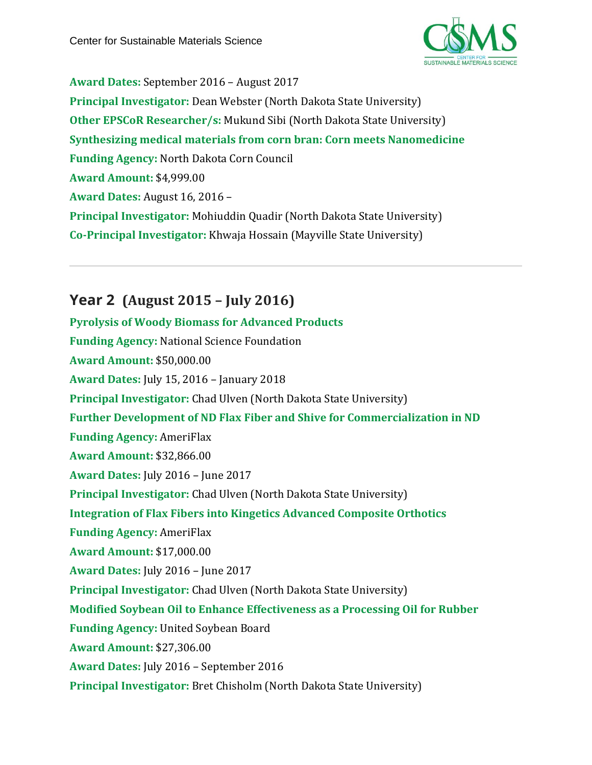**Award Dates:** September 2016 – August 2017

**Principal Investigator:** Dean Webster (North Dakota State University)

**Other EPSCoR Researcher/s:** Mukund Sibi (North Dakota State University)

**Synthesizing medical materials from corn bran: Corn meets Nanomedicine**

**Funding Agency:** North Dakota Corn Council

**Award Amount:** $4,999.00

**Award Dates:** August 16, 2016 –

**Principal Investigator:** Mohiuddin Quadir (North Dakota State University)

**Co-Principal Investigator:** Khwaja Hossain (Mayville State University)

---

## Year 2 (August 2015 – July 2016)

**Pyrolysis of Woody Biomass for Advanced Products**

**Funding Agency:** National Science Foundation

**Award Amount:** $50,000.00

**Award Dates:** July 15, 2016 – January 2018

**Principal Investigator:** Chad Ulven (North Dakota State University)

**Further Development of ND Flax Fiber and Shive for Commercialization in ND**

**Funding Agency:** AmeriFlax

**Award Amount:** $32,866.00

**Award Dates:** July 2016 – June 2017

**Principal Investigator:** Chad Ulven (North Dakota State University)

**Integration of Flax Fibers into Kingetics Advanced Composite Orthotics**

**Funding Agency:** AmeriFlax

**Award Amount:** $17,000.00

**Award Dates:** July 2016 – June 2017

**Principal Investigator:** Chad Ulven (North Dakota State University)

**Modified Soybean Oil to Enhance Effectiveness as a Processing Oil for Rubber**

**Funding Agency:** United Soybean Board

**Award Amount:** $27,306.00

**Award Dates:** July 2016 – September 2016

**Principal Investigator:** Bret Chisholm (North Dakota State University)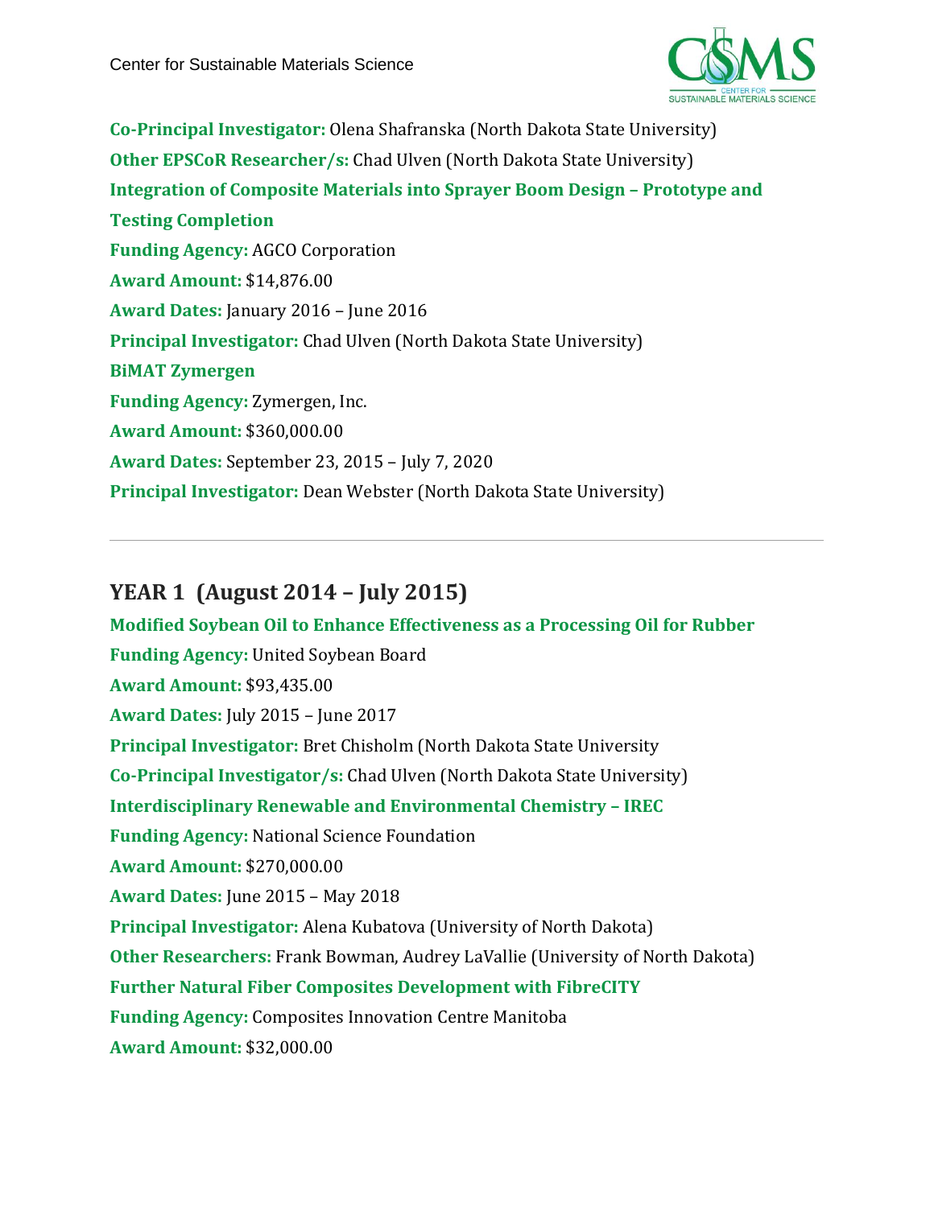**Co-Principal Investigator:** Olena Shafranska (North Dakota State University)

**Other EPSCoR Researcher/s:** Chad Ulven (North Dakota State University)

**Integration of Composite Materials into Sprayer Boom Design – Prototype and Testing Completion**

**Funding Agency:** AGCO Corporation

**Award Amount:** $14,876.00

**Award Dates:** January 2016 – June 2016

**Principal Investigator:** Chad Ulven (North Dakota State University)

**BiMAT Zymergen**

**Funding Agency:** Zymergen, Inc.

**Award Amount:** $360,000.00

**Award Dates:** September 23, 2015 – July 7, 2020

**Principal Investigator:** Dean Webster (North Dakota State University)

---

## YEAR 1 (August 2014 – July 2015)

**Modified Soybean Oil to Enhance Effectiveness as a Processing Oil for Rubber**

**Funding Agency:** United Soybean Board

**Award Amount:** $93,435.00

**Award Dates:** July 2015 – June 2017

**Principal Investigator:** Bret Chisholm (North Dakota State University

**Co-Principal Investigator/s:** Chad Ulven (North Dakota State University)

**Interdisciplinary Renewable and Environmental Chemistry – IREC**

**Funding Agency:** National Science Foundation

**Award Amount:** $270,000.00

**Award Dates:** June 2015 – May 2018

**Principal Investigator:** Alena Kubatova (University of North Dakota)

**Other Researchers:** Frank Bowman, Audrey LaVallie (University of North Dakota)

**Further Natural Fiber Composites Development with FibreCITY**

**Funding Agency:** Composites Innovation Centre Manitoba

**Award Amount:** $32,000.00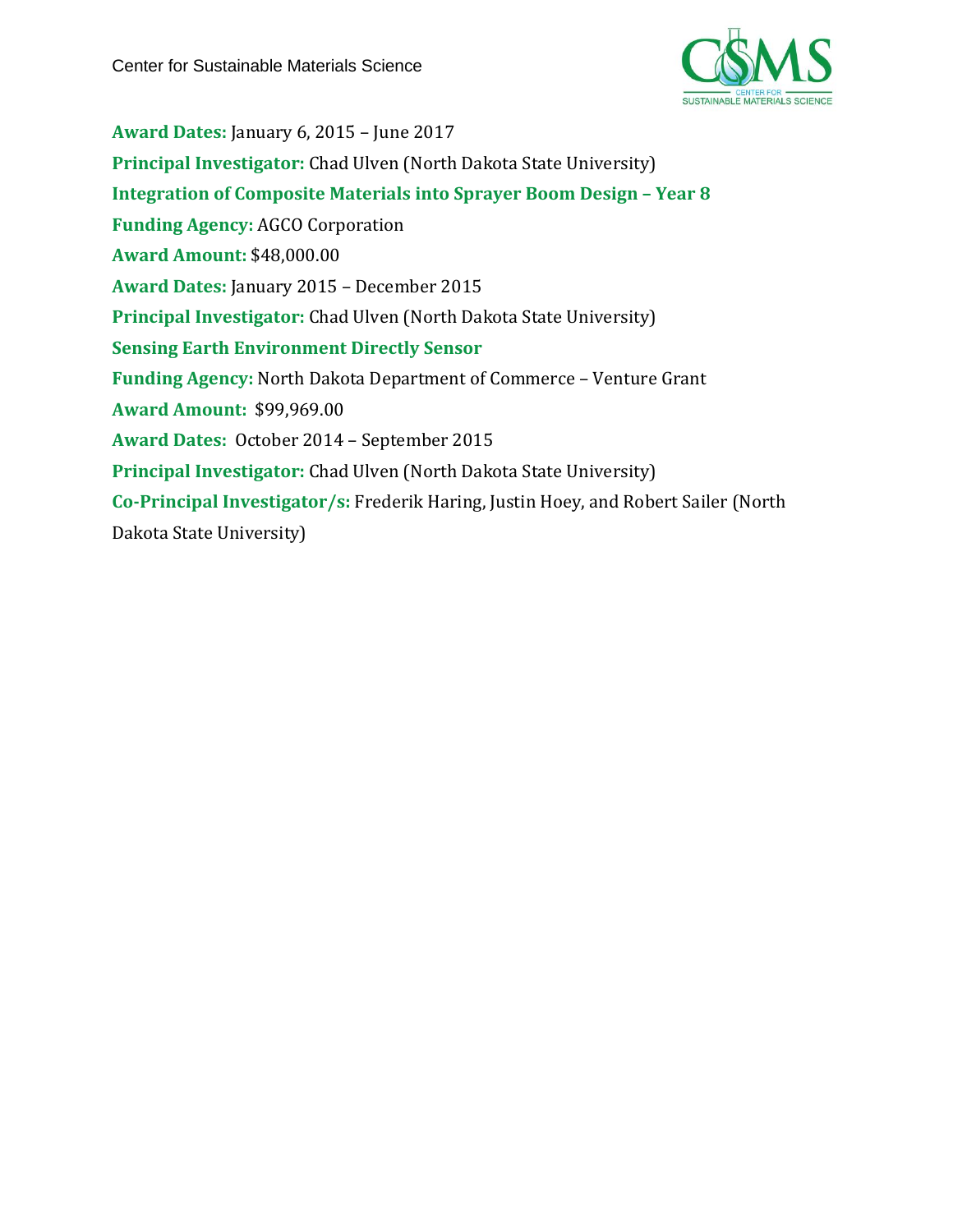**Award Dates:** January 6, 2015 – June 2017

**Principal Investigator:** Chad Ulven (North Dakota State University)

**Integration of Composite Materials into Sprayer Boom Design – Year 8**

**Funding Agency:** AGCO Corporation

**Award Amount:** $48,000.00

**Award Dates:** January 2015 – December 2015

**Principal Investigator:** Chad Ulven (North Dakota State University)

**Sensing Earth Environment Directly Sensor**

**Funding Agency:** North Dakota Department of Commerce – Venture Grant

**Award Amount:** $99,969.00

**Award Dates:** October 2014 – September 2015

**Principal Investigator:** Chad Ulven (North Dakota State University)

**Co-Principal Investigator/s:** Frederik Haring, Justin Hoey, and Robert Sailer (North Dakota State University)